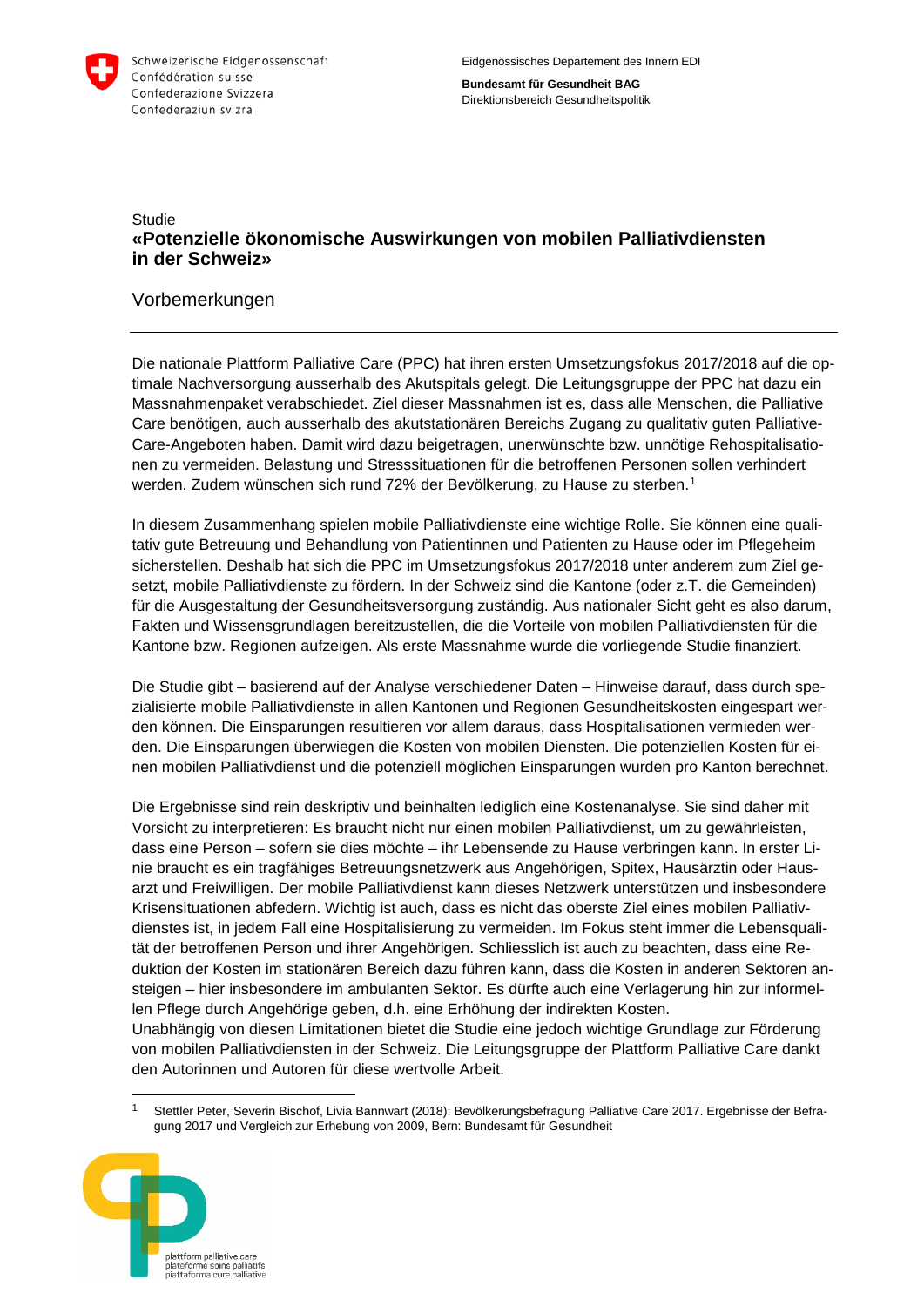Schweizerische Eidgenossenschaft
Confédération suisse
Confederazione Svizzera
Confederaziun svizra

Eidgenössisches Departement des Innern EDI

**Bundesamt für Gesundheit BAG**
Direktionsbereich Gesundheitspolitik

Studie

# «Potenzielle ökonomische Auswirkungen von mobilen Palliativdiensten in der Schweiz»

## Vorbemerkungen

Die nationale Plattform Palliative Care (PPC) hat ihren ersten Umsetzungsfokus 2017/2018 auf die optimale Nachversorgung ausserhalb des Akutspitals gelegt. Die Leitungsgruppe der PPC hat dazu ein Massnahmenpaket verabschiedet. Ziel dieser Massnahmen ist es, dass alle Menschen, die Palliative Care benötigen, auch ausserhalb des akutstationären Bereichs Zugang zu qualitativ guten Palliative-Care-Angeboten haben. Damit wird dazu beigetragen, unerwünschte bzw. unnötige Rehospitalisationen zu vermeiden. Belastung und Stresssituationen für die betroffenen Personen sollen verhindert werden. Zudem wünschen sich rund 72% der Bevölkerung, zu Hause zu sterben.[1]

In diesem Zusammenhang spielen mobile Palliativdienste eine wichtige Rolle. Sie können eine qualitativ gute Betreuung und Behandlung von Patientinnen und Patienten zu Hause oder im Pflegeheim sicherstellen. Deshalb hat sich die PPC im Umsetzungsfokus 2017/2018 unter anderem zum Ziel gesetzt, mobile Palliativdienste zu fördern. In der Schweiz sind die Kantone (oder z.T. die Gemeinden) für die Ausgestaltung der Gesundheitsversorgung zuständig. Aus nationaler Sicht geht es also darum, Fakten und Wissensgrundlagen bereitzustellen, die die Vorteile von mobilen Palliativdiensten für die Kantone bzw. Regionen aufzeigen. Als erste Massnahme wurde die vorliegende Studie finanziert.

Die Studie gibt – basierend auf der Analyse verschiedener Daten – Hinweise darauf, dass durch spezialisierte mobile Palliativdienste in allen Kantonen und Regionen Gesundheitskosten eingespart werden können. Die Einsparungen resultieren vor allem daraus, dass Hospitalisationen vermieden werden. Die Einsparungen überwiegen die Kosten von mobilen Diensten. Die potenziellen Kosten für einen mobilen Palliativdienst und die potenziell möglichen Einsparungen wurden pro Kanton berechnet.

Die Ergebnisse sind rein deskriptiv und beinhalten lediglich eine Kostenanalyse. Sie sind daher mit Vorsicht zu interpretieren: Es braucht nicht nur einen mobilen Palliativdienst, um zu gewährleisten, dass eine Person – sofern sie dies möchte – ihr Lebensende zu Hause verbringen kann. In erster Linie braucht es ein tragfähiges Betreuungsnetzwerk aus Angehörigen, Spitex, Hausärztin oder Hausarzt und Freiwilligen. Der mobile Palliativdienst kann dieses Netzwerk unterstützen und insbesondere Krisensituationen abfedern. Wichtig ist auch, dass es nicht das oberste Ziel eines mobilen Palliativdienstes ist, in jedem Fall eine Hospitalisierung zu vermeiden. Im Fokus steht immer die Lebensqualität der betroffenen Person und ihrer Angehörigen. Schliesslich ist auch zu beachten, dass eine Reduktion der Kosten im stationären Bereich dazu führen kann, dass die Kosten in anderen Sektoren ansteigen – hier insbesondere im ambulanten Sektor. Es dürfte auch eine Verlagerung hin zur informellen Pflege durch Angehörige geben, d.h. eine Erhöhung der indirekten Kosten.
Unabhängig von diesen Limitationen bietet die Studie eine jedoch wichtige Grundlage zur Förderung von mobilen Palliativdiensten in der Schweiz. Die Leitungsgruppe der Plattform Palliative Care dankt den Autorinnen und Autoren für diese wertvolle Arbeit.

[1] Stettler Peter, Severin Bischof, Livia Bannwart (2018): Bevölkerungsbefragung Palliative Care 2017. Ergebnisse der Befragung 2017 und Vergleich zur Erhebung von 2009, Bern: Bundesamt für Gesundheit

plattform palliative care
plateforme soins palliatifs
piattaforma cure palliative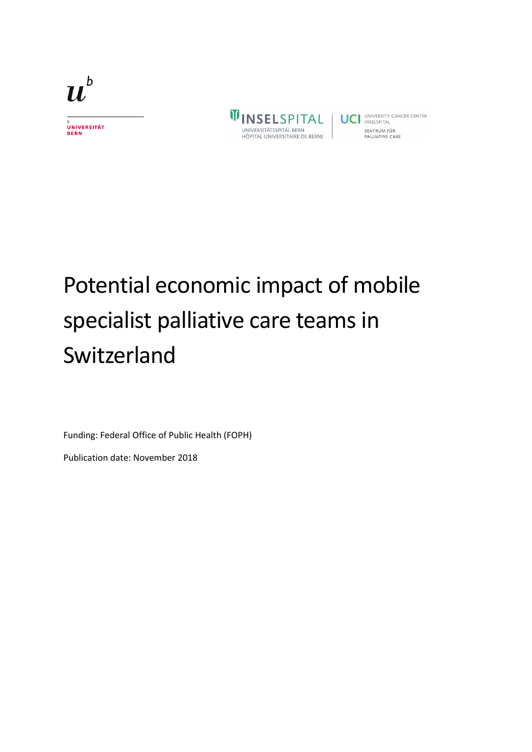# Potential economic impact of mobile specialist palliative care teams in Switzerland

Funding: Federal Office of Public Health (FOPH)

Publication date: November 2018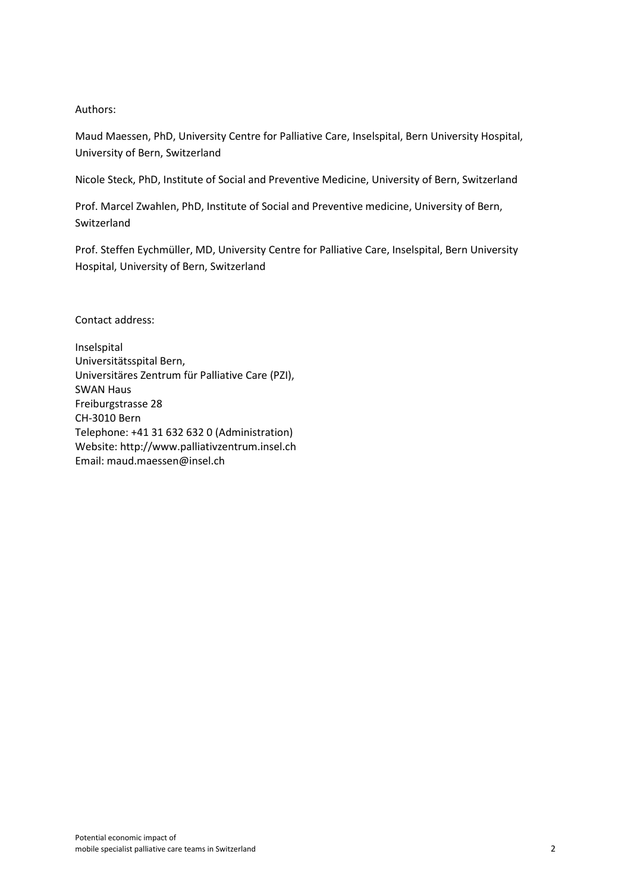Authors:

Maud Maessen, PhD, University Centre for Palliative Care, Inselspital, Bern University Hospital, University of Bern, Switzerland

Nicole Steck, PhD, Institute of Social and Preventive Medicine, University of Bern, Switzerland

Prof. Marcel Zwahlen, PhD, Institute of Social and Preventive medicine, University of Bern, Switzerland

Prof. Steffen Eychmüller, MD, University Centre for Palliative Care, Inselspital, Bern University Hospital, University of Bern, Switzerland

Contact address:

Inselspital  
Universitätsspital Bern,  
Universitäres Zentrum für Palliative Care (PZI),  
SWAN Haus  
Freiburgstrasse 28  
CH-3010 Bern  
Telephone: +41 31 632 632 0 (Administration)  
Website: http://www.palliativzentrum.insel.ch  
Email: maud.maessen@insel.ch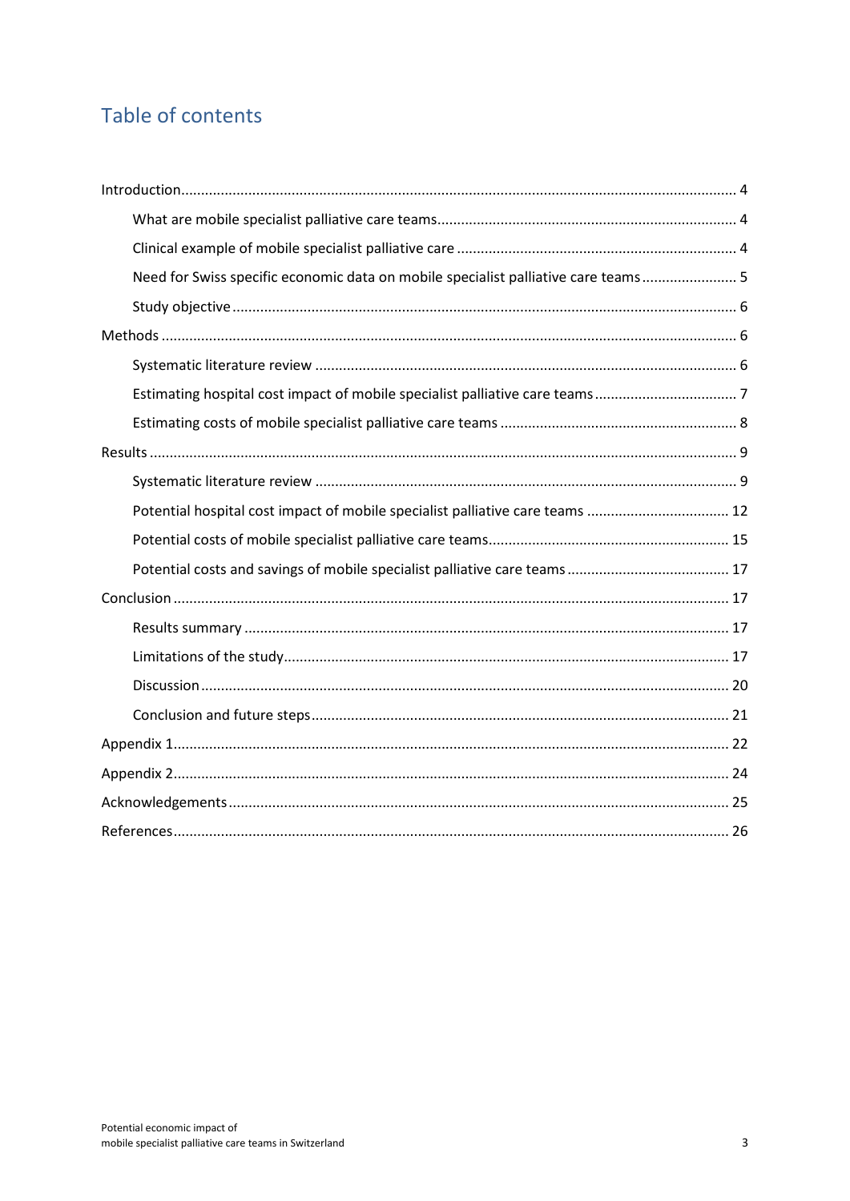## Table of contents

Introduction .................................................................................................................................... 4

- What are mobile specialist palliative care teams ........................................................................ 4
- Clinical example of mobile specialist palliative care ................................................................... 4
- Need for Swiss specific economic data on mobile specialist palliative care teams ...................... 5
- Study objective ............................................................................................................................ 6

Methods .......................................................................................................................................... 6

- Systematic literature review ........................................................................................................ 6
- Estimating hospital cost impact of mobile specialist palliative care teams .................................. 7
- Estimating costs of mobile specialist palliative care teams .......................................................... 8

Results ............................................................................................................................................ 9

- Systematic literature review ........................................................................................................ 9
- Potential hospital cost impact of mobile specialist palliative care teams ................................... 12
- Potential costs of mobile specialist palliative care teams ........................................................... 15
- Potential costs and savings of mobile specialist palliative care teams ........................................ 17

Conclusion ..................................................................................................................................... 17

- Results summary ....................................................................................................................... 17
- Limitations of the study .............................................................................................................. 17
- Discussion .................................................................................................................................. 20
- Conclusion and future steps ....................................................................................................... 21

Appendix 1 ..................................................................................................................................... 22

Appendix 2 ..................................................................................................................................... 24

Acknowledgements ........................................................................................................................ 25

References ..................................................................................................................................... 26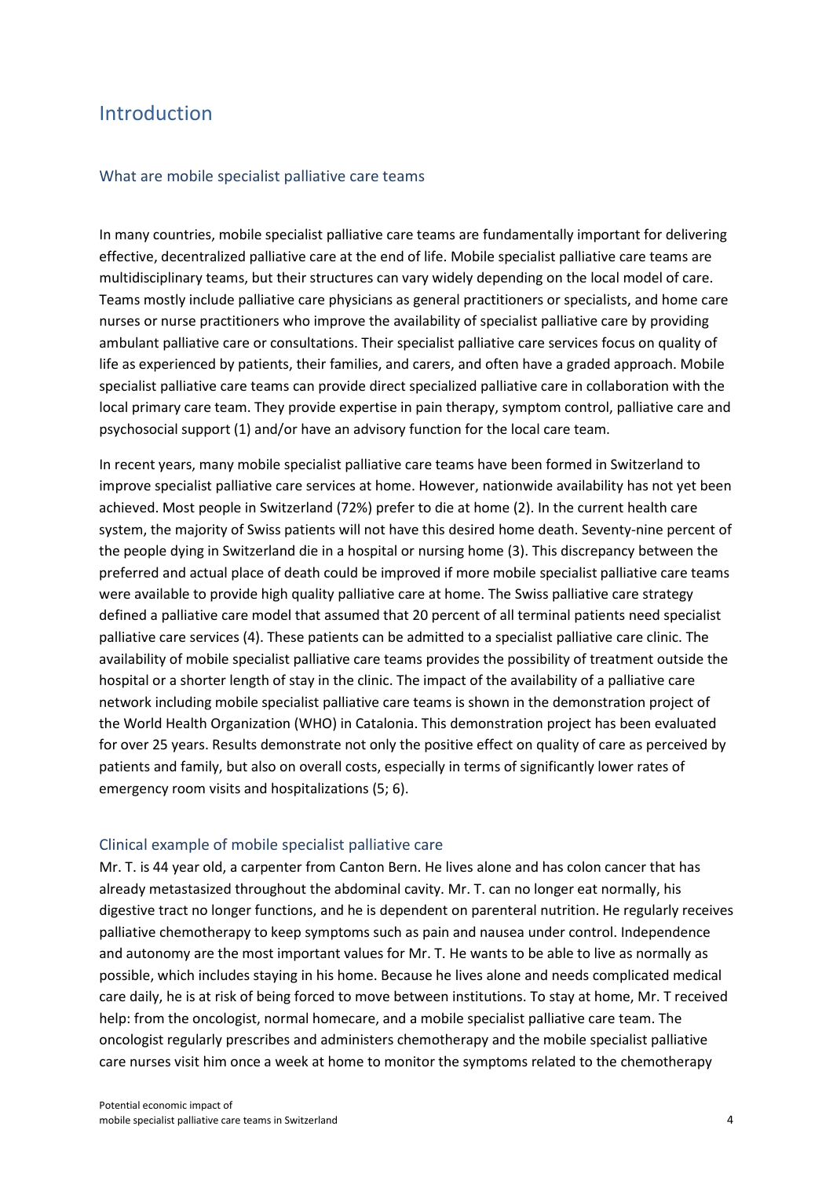# Introduction

## What are mobile specialist palliative care teams

In many countries, mobile specialist palliative care teams are fundamentally important for delivering effective, decentralized palliative care at the end of life. Mobile specialist palliative care teams are multidisciplinary teams, but their structures can vary widely depending on the local model of care. Teams mostly include palliative care physicians as general practitioners or specialists, and home care nurses or nurse practitioners who improve the availability of specialist palliative care by providing ambulant palliative care or consultations. Their specialist palliative care services focus on quality of life as experienced by patients, their families, and carers, and often have a graded approach. Mobile specialist palliative care teams can provide direct specialized palliative care in collaboration with the local primary care team. They provide expertise in pain therapy, symptom control, palliative care and psychosocial support (1) and/or have an advisory function for the local care team.

In recent years, many mobile specialist palliative care teams have been formed in Switzerland to improve specialist palliative care services at home. However, nationwide availability has not yet been achieved. Most people in Switzerland (72%) prefer to die at home (2). In the current health care system, the majority of Swiss patients will not have this desired home death. Seventy-nine percent of the people dying in Switzerland die in a hospital or nursing home (3). This discrepancy between the preferred and actual place of death could be improved if more mobile specialist palliative care teams were available to provide high quality palliative care at home. The Swiss palliative care strategy defined a palliative care model that assumed that 20 percent of all terminal patients need specialist palliative care services (4). These patients can be admitted to a specialist palliative care clinic. The availability of mobile specialist palliative care teams provides the possibility of treatment outside the hospital or a shorter length of stay in the clinic. The impact of the availability of a palliative care network including mobile specialist palliative care teams is shown in the demonstration project of the World Health Organization (WHO) in Catalonia. This demonstration project has been evaluated for over 25 years. Results demonstrate not only the positive effect on quality of care as perceived by patients and family, but also on overall costs, especially in terms of significantly lower rates of emergency room visits and hospitalizations (5; 6).

## Clinical example of mobile specialist palliative care

Mr. T. is 44 year old, a carpenter from Canton Bern. He lives alone and has colon cancer that has already metastasized throughout the abdominal cavity. Mr. T. can no longer eat normally, his digestive tract no longer functions, and he is dependent on parenteral nutrition. He regularly receives palliative chemotherapy to keep symptoms such as pain and nausea under control. Independence and autonomy are the most important values for Mr. T. He wants to be able to live as normally as possible, which includes staying in his home. Because he lives alone and needs complicated medical care daily, he is at risk of being forced to move between institutions. To stay at home, Mr. T received help: from the oncologist, normal homecare, and a mobile specialist palliative care team. The oncologist regularly prescribes and administers chemotherapy and the mobile specialist palliative care nurses visit him once a week at home to monitor the symptoms related to the chemotherapy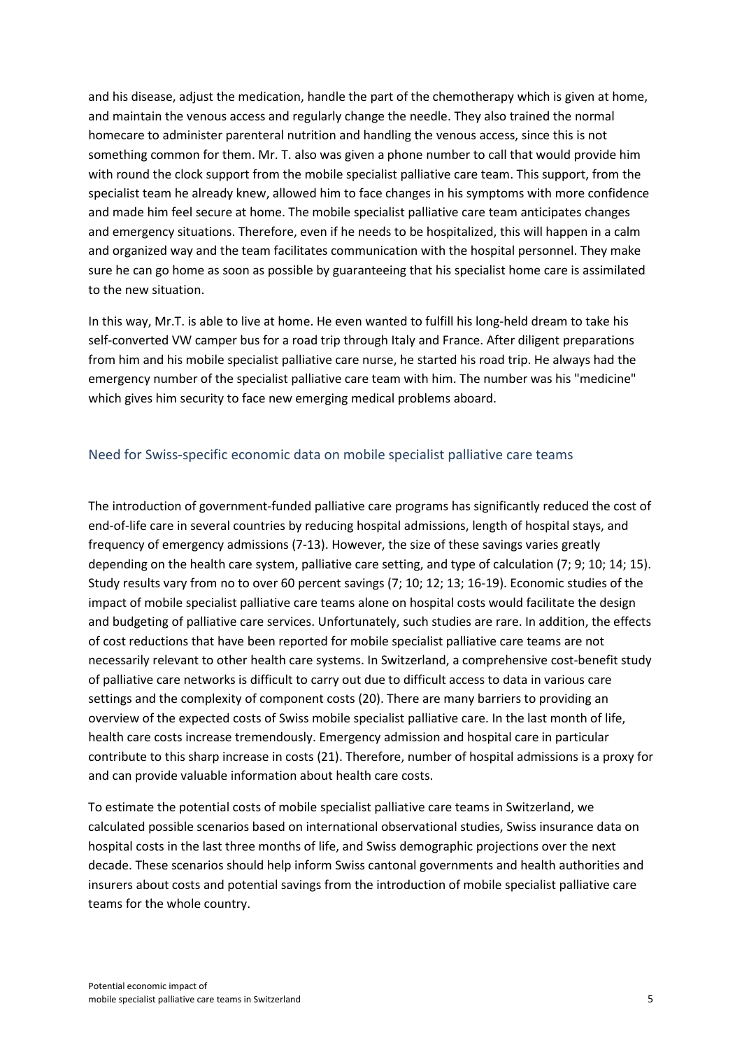and his disease, adjust the medication, handle the part of the chemotherapy which is given at home, and maintain the venous access and regularly change the needle. They also trained the normal homecare to administer parenteral nutrition and handling the venous access, since this is not something common for them. Mr. T. also was given a phone number to call that would provide him with round the clock support from the mobile specialist palliative care team. This support, from the specialist team he already knew, allowed him to face changes in his symptoms with more confidence and made him feel secure at home. The mobile specialist palliative care team anticipates changes and emergency situations. Therefore, even if he needs to be hospitalized, this will happen in a calm and organized way and the team facilitates communication with the hospital personnel. They make sure he can go home as soon as possible by guaranteeing that his specialist home care is assimilated to the new situation.

In this way, Mr.T. is able to live at home. He even wanted to fulfill his long-held dream to take his self-converted VW camper bus for a road trip through Italy and France. After diligent preparations from him and his mobile specialist palliative care nurse, he started his road trip. He always had the emergency number of the specialist palliative care team with him. The number was his "medicine" which gives him security to face new emerging medical problems aboard.

## Need for Swiss-specific economic data on mobile specialist palliative care teams

The introduction of government-funded palliative care programs has significantly reduced the cost of end-of-life care in several countries by reducing hospital admissions, length of hospital stays, and frequency of emergency admissions (7-13). However, the size of these savings varies greatly depending on the health care system, palliative care setting, and type of calculation (7; 9; 10; 14; 15). Study results vary from no to over 60 percent savings (7; 10; 12; 13; 16-19). Economic studies of the impact of mobile specialist palliative care teams alone on hospital costs would facilitate the design and budgeting of palliative care services. Unfortunately, such studies are rare. In addition, the effects of cost reductions that have been reported for mobile specialist palliative care teams are not necessarily relevant to other health care systems. In Switzerland, a comprehensive cost-benefit study of palliative care networks is difficult to carry out due to difficult access to data in various care settings and the complexity of component costs (20). There are many barriers to providing an overview of the expected costs of Swiss mobile specialist palliative care. In the last month of life, health care costs increase tremendously. Emergency admission and hospital care in particular contribute to this sharp increase in costs (21). Therefore, number of hospital admissions is a proxy for and can provide valuable information about health care costs.

To estimate the potential costs of mobile specialist palliative care teams in Switzerland, we calculated possible scenarios based on international observational studies, Swiss insurance data on hospital costs in the last three months of life, and Swiss demographic projections over the next decade. These scenarios should help inform Swiss cantonal governments and health authorities and insurers about costs and potential savings from the introduction of mobile specialist palliative care teams for the whole country.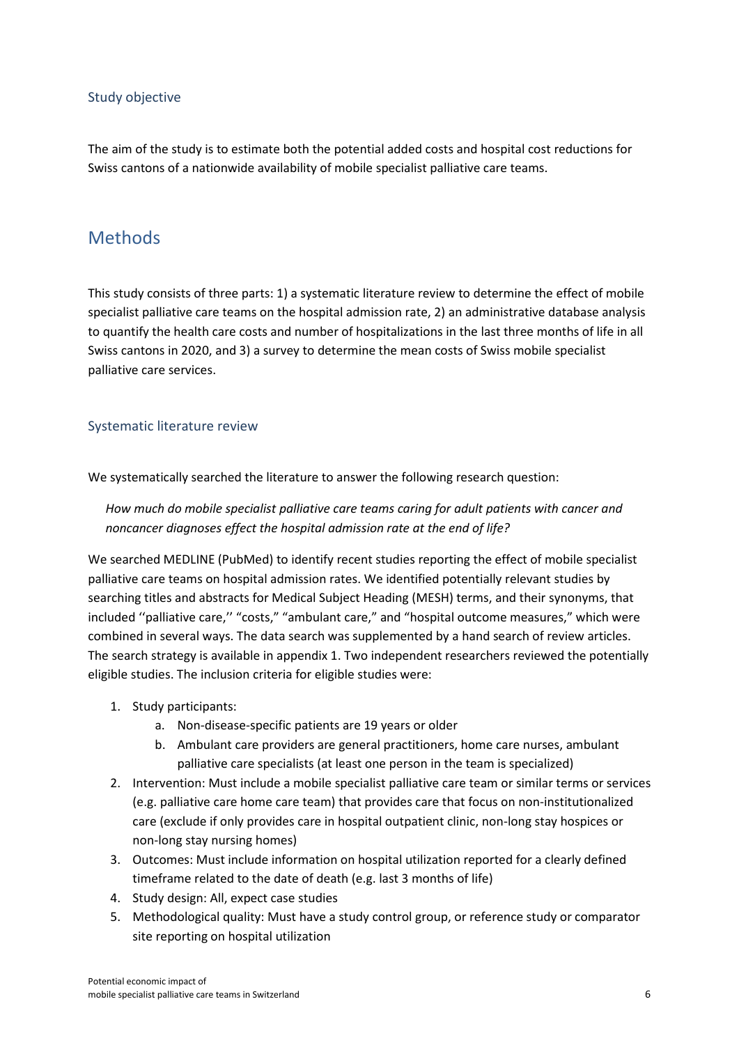### Study objective

The aim of the study is to estimate both the potential added costs and hospital cost reductions for Swiss cantons of a nationwide availability of mobile specialist palliative care teams.

## Methods

This study consists of three parts: 1) a systematic literature review to determine the effect of mobile specialist palliative care teams on the hospital admission rate, 2) an administrative database analysis to quantify the health care costs and number of hospitalizations in the last three months of life in all Swiss cantons in 2020, and 3) a survey to determine the mean costs of Swiss mobile specialist palliative care services.

### Systematic literature review

We systematically searched the literature to answer the following research question:

> *How much do mobile specialist palliative care teams caring for adult patients with cancer and noncancer diagnoses effect the hospital admission rate at the end of life?*

We searched MEDLINE (PubMed) to identify recent studies reporting the effect of mobile specialist palliative care teams on hospital admission rates. We identified potentially relevant studies by searching titles and abstracts for Medical Subject Heading (MESH) terms, and their synonyms, that included ''palliative care,'' "costs," "ambulant care," and "hospital outcome measures," which were combined in several ways. The data search was supplemented by a hand search of review articles. The search strategy is available in appendix 1. Two independent researchers reviewed the potentially eligible studies. The inclusion criteria for eligible studies were:

1. Study participants:
   a. Non-disease-specific patients are 19 years or older
   b. Ambulant care providers are general practitioners, home care nurses, ambulant palliative care specialists (at least one person in the team is specialized)
2. Intervention: Must include a mobile specialist palliative care team or similar terms or services (e.g. palliative care home care team) that provides care that focus on non-institutionalized care (exclude if only provides care in hospital outpatient clinic, non-long stay hospices or non-long stay nursing homes)
3. Outcomes: Must include information on hospital utilization reported for a clearly defined timeframe related to the date of death (e.g. last 3 months of life)
4. Study design: All, expect case studies
5. Methodological quality: Must have a study control group, or reference study or comparator site reporting on hospital utilization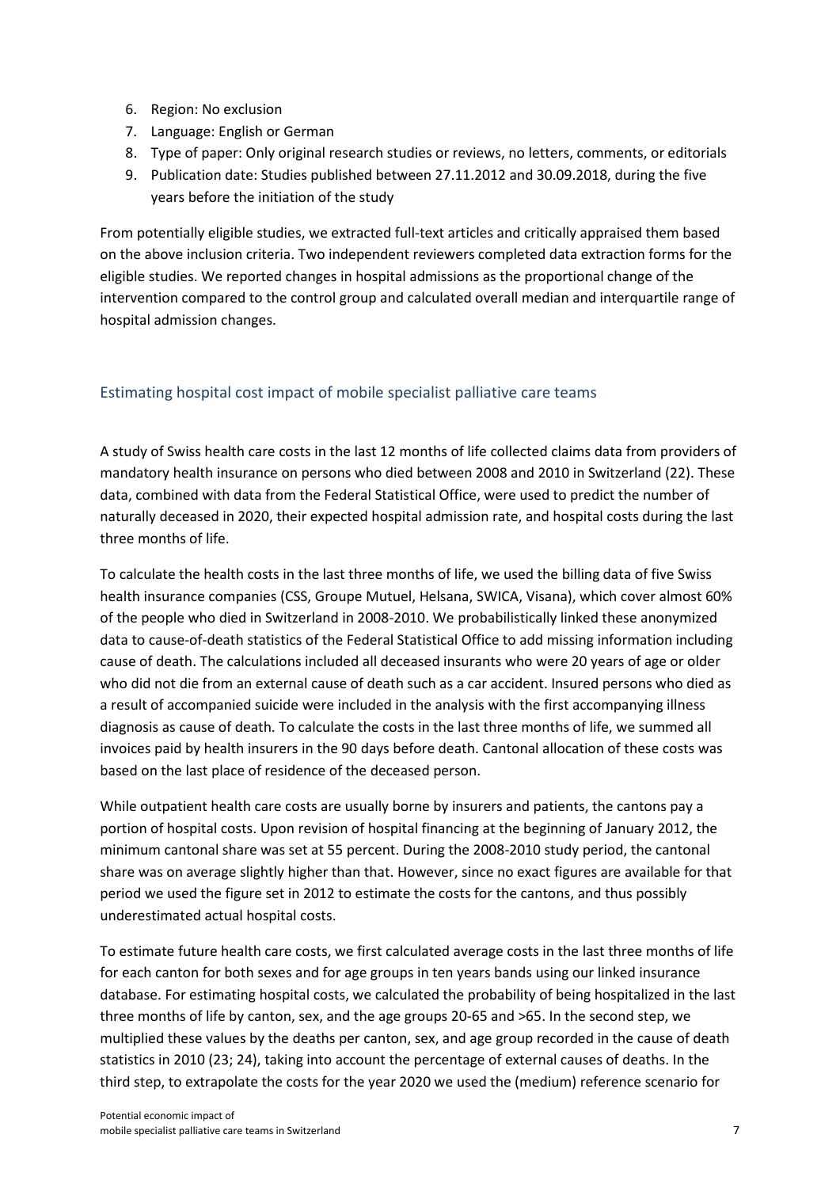6. Region: No exclusion
7. Language: English or German
8. Type of paper: Only original research studies or reviews, no letters, comments, or editorials
9. Publication date: Studies published between 27.11.2012 and 30.09.2018, during the five years before the initiation of the study

From potentially eligible studies, we extracted full-text articles and critically appraised them based on the above inclusion criteria. Two independent reviewers completed data extraction forms for the eligible studies. We reported changes in hospital admissions as the proportional change of the intervention compared to the control group and calculated overall median and interquartile range of hospital admission changes.

## Estimating hospital cost impact of mobile specialist palliative care teams

A study of Swiss health care costs in the last 12 months of life collected claims data from providers of mandatory health insurance on persons who died between 2008 and 2010 in Switzerland (22). These data, combined with data from the Federal Statistical Office, were used to predict the number of naturally deceased in 2020, their expected hospital admission rate, and hospital costs during the last three months of life.

To calculate the health costs in the last three months of life, we used the billing data of five Swiss health insurance companies (CSS, Groupe Mutuel, Helsana, SWICA, Visana), which cover almost 60% of the people who died in Switzerland in 2008-2010. We probabilistically linked these anonymized data to cause-of-death statistics of the Federal Statistical Office to add missing information including cause of death. The calculations included all deceased insurants who were 20 years of age or older who did not die from an external cause of death such as a car accident. Insured persons who died as a result of accompanied suicide were included in the analysis with the first accompanying illness diagnosis as cause of death. To calculate the costs in the last three months of life, we summed all invoices paid by health insurers in the 90 days before death. Cantonal allocation of these costs was based on the last place of residence of the deceased person.

While outpatient health care costs are usually borne by insurers and patients, the cantons pay a portion of hospital costs. Upon revision of hospital financing at the beginning of January 2012, the minimum cantonal share was set at 55 percent. During the 2008-2010 study period, the cantonal share was on average slightly higher than that. However, since no exact figures are available for that period we used the figure set in 2012 to estimate the costs for the cantons, and thus possibly underestimated actual hospital costs.

To estimate future health care costs, we first calculated average costs in the last three months of life for each canton for both sexes and for age groups in ten years bands using our linked insurance database. For estimating hospital costs, we calculated the probability of being hospitalized in the last three months of life by canton, sex, and the age groups 20-65 and >65. In the second step, we multiplied these values by the deaths per canton, sex, and age group recorded in the cause of death statistics in 2010 (23; 24), taking into account the percentage of external causes of deaths. In the third step, to extrapolate the costs for the year 2020 we used the (medium) reference scenario for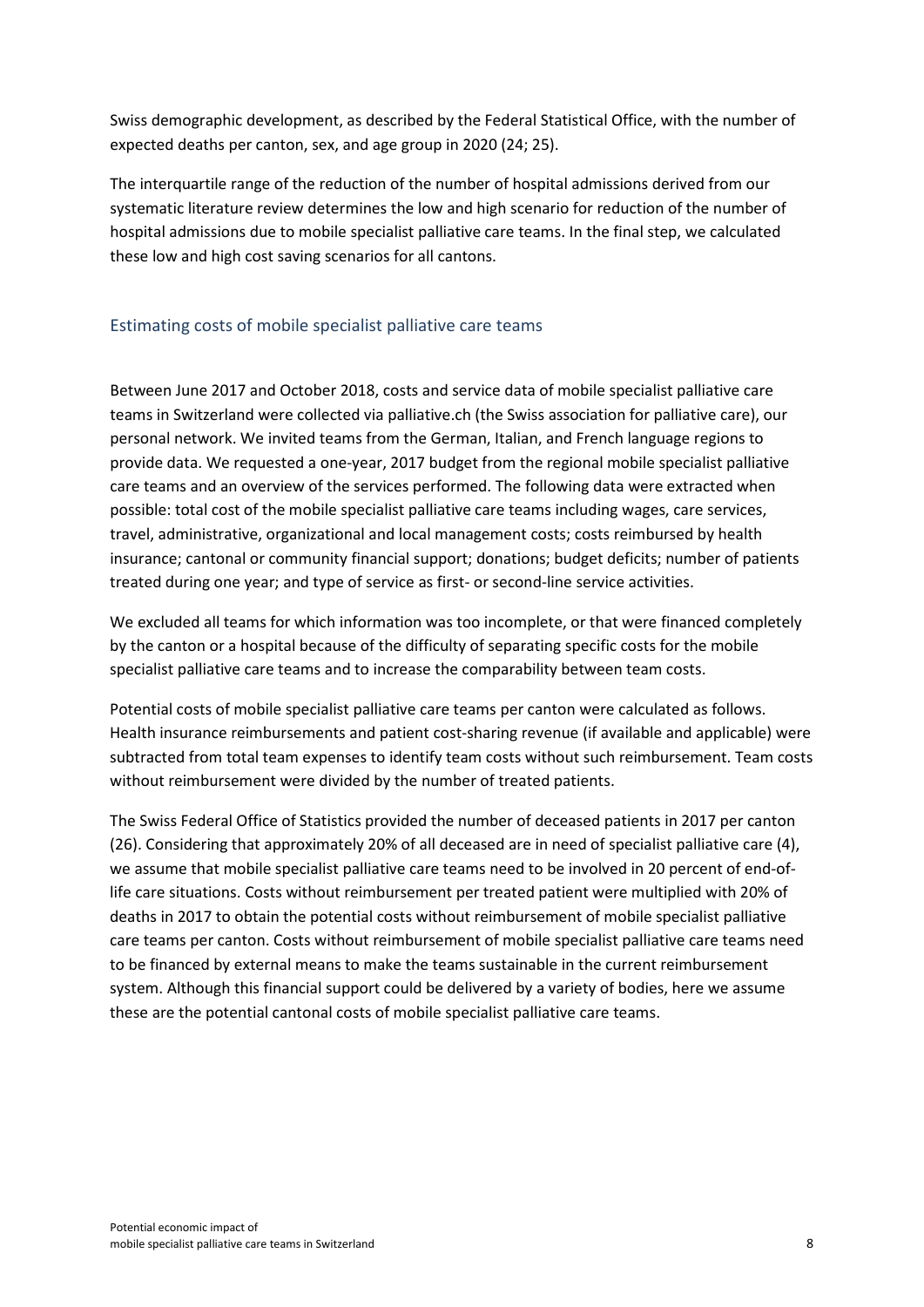Swiss demographic development, as described by the Federal Statistical Office, with the number of expected deaths per canton, sex, and age group in 2020 (24; 25).

The interquartile range of the reduction of the number of hospital admissions derived from our systematic literature review determines the low and high scenario for reduction of the number of hospital admissions due to mobile specialist palliative care teams. In the final step, we calculated these low and high cost saving scenarios for all cantons.

## Estimating costs of mobile specialist palliative care teams

Between June 2017 and October 2018, costs and service data of mobile specialist palliative care teams in Switzerland were collected via palliative.ch (the Swiss association for palliative care), our personal network. We invited teams from the German, Italian, and French language regions to provide data. We requested a one-year, 2017 budget from the regional mobile specialist palliative care teams and an overview of the services performed. The following data were extracted when possible: total cost of the mobile specialist palliative care teams including wages, care services, travel, administrative, organizational and local management costs; costs reimbursed by health insurance; cantonal or community financial support; donations; budget deficits; number of patients treated during one year; and type of service as first- or second-line service activities.

We excluded all teams for which information was too incomplete, or that were financed completely by the canton or a hospital because of the difficulty of separating specific costs for the mobile specialist palliative care teams and to increase the comparability between team costs.

Potential costs of mobile specialist palliative care teams per canton were calculated as follows. Health insurance reimbursements and patient cost-sharing revenue (if available and applicable) were subtracted from total team expenses to identify team costs without such reimbursement. Team costs without reimbursement were divided by the number of treated patients.

The Swiss Federal Office of Statistics provided the number of deceased patients in 2017 per canton (26). Considering that approximately 20% of all deceased are in need of specialist palliative care (4), we assume that mobile specialist palliative care teams need to be involved in 20 percent of end-of-life care situations. Costs without reimbursement per treated patient were multiplied with 20% of deaths in 2017 to obtain the potential costs without reimbursement of mobile specialist palliative care teams per canton. Costs without reimbursement of mobile specialist palliative care teams need to be financed by external means to make the teams sustainable in the current reimbursement system. Although this financial support could be delivered by a variety of bodies, here we assume these are the potential cantonal costs of mobile specialist palliative care teams.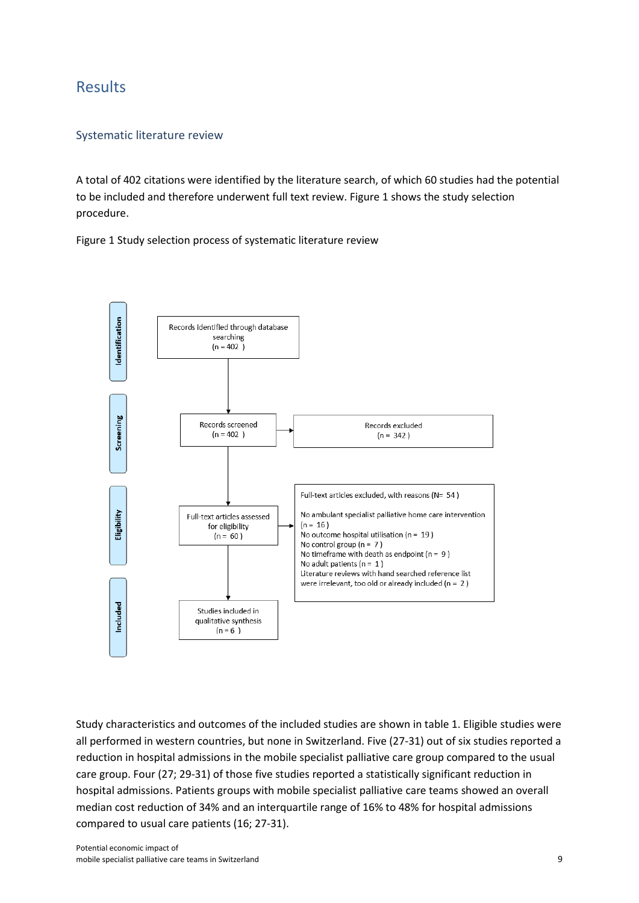# Results

## Systematic literature review

A total of 402 citations were identified by the literature search, of which 60 studies had the potential to be included and therefore underwent full text review. Figure 1 shows the study selection procedure.

Figure 1 Study selection process of systematic literature review

**Identification**

Records identified through database searching (n = 402)

**Screening**

Records screened (n = 402)

Records excluded (n = 342)

**Eligibility**

Full-text articles assessed for eligibility (n = 60)

Full-text articles excluded, with reasons (N= 54)

- No ambulant specialist palliative home care intervention (n = 16)
- No outcome hospital utilisation (n = 19)
- No control group (n = 7)
- No timeframe with death as endpoint (n = 9)
- No adult patients (n = 1)
- Literature reviews with hand searched reference list were irrelevant, too old or already included (n = 2)

**Included**

Studies included in qualitative synthesis (n = 6)

Study characteristics and outcomes of the included studies are shown in table 1. Eligible studies were all performed in western countries, but none in Switzerland. Five (27-31) out of six studies reported a reduction in hospital admissions in the mobile specialist palliative care group compared to the usual care group. Four (27; 29-31) of those five studies reported a statistically significant reduction in hospital admissions. Patients groups with mobile specialist palliative care teams showed an overall median cost reduction of 34% and an interquartile range of 16% to 48% for hospital admissions compared to usual care patients (16; 27-31).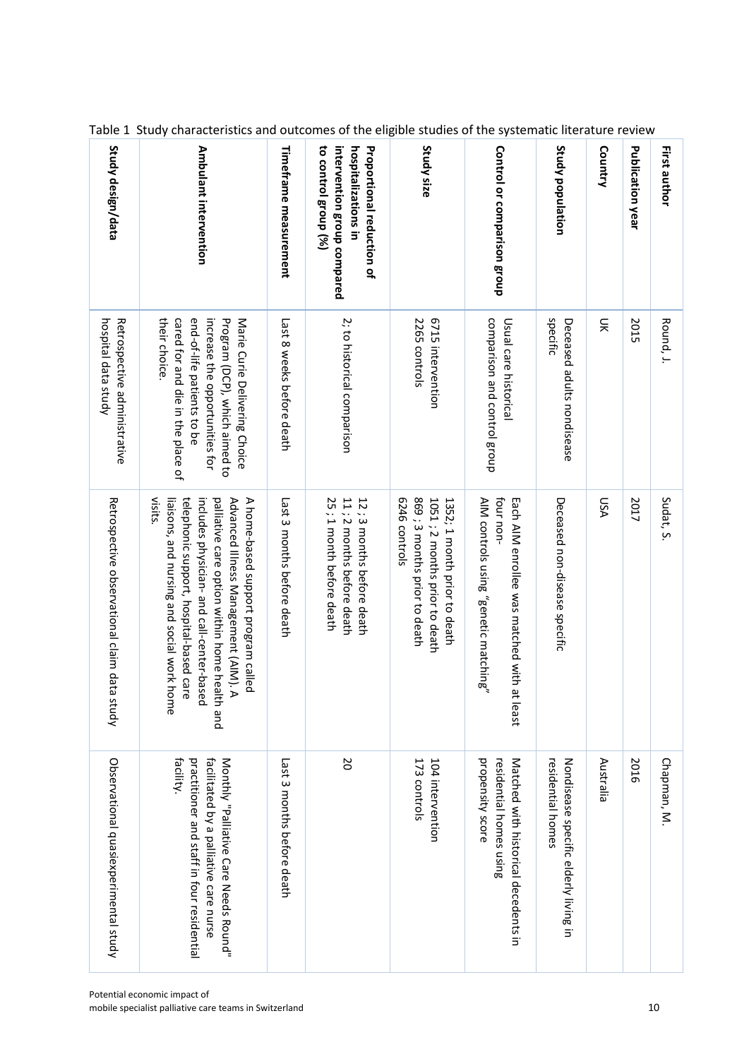Table 1 Study characteristics and outcomes of the eligible studies of the systematic literature review

| First author | Round, J. | Sudat, S. | Chapman, M. |
|---|---|---|---|
| **Publication year** | 2015 | 2017 | 2016 |
| **Country** | UK | USA | Australia |
| **Study population** | Deceased adults nondisease specific | Deceased non-disease specific | Nondisease specific elderly living in residential homes |
| **Control or comparison group** | Usual care historical comparison and control group | Each AIM enrollee was matched with at least four non-AIM controls using "genetic matching" | Matched with historical decedents in residential homes using propensity score |
| **Study size** | 6715 intervention<br>2265 controls | 1352; 1 month prior to death<br>1051 ; 2 months prior to death<br>869 ; 3 months prior to death<br>6246 controls | 104 intervention<br>173 controls |
| **Proportional reduction of hospitalizations in intervention group compared to control group (%)** | 2; to historical comparison | 12 ; 3 months before death<br>11 ; 2 months before death<br>25 ; 1 month before death | 20 |
| **Timeframe measurement** | Last 8 weeks before death | Last 3 months before death | Last 3 months before death |
| **Ambulant intervention** | Marie Curie Delivering Choice Program (DCP), which aimed to increase the opportunities for end-of-life patients to be cared for and die in the place of their choice. | A home-based support program called Advanced Illness Management (AIM). A palliative care option within home health and includes physician- and call-center-based telephonic support, hospital-based care liaisons, and nursing and social work home visits. | Monthly "Palliative Care Needs Round" facilitated by a palliative care nurse practitioner and staff in four residential facility. |
| **Study design/data** | Retrospective administrative hospital data study | Retrospective observational claim data study | Observational quasiexperimental study |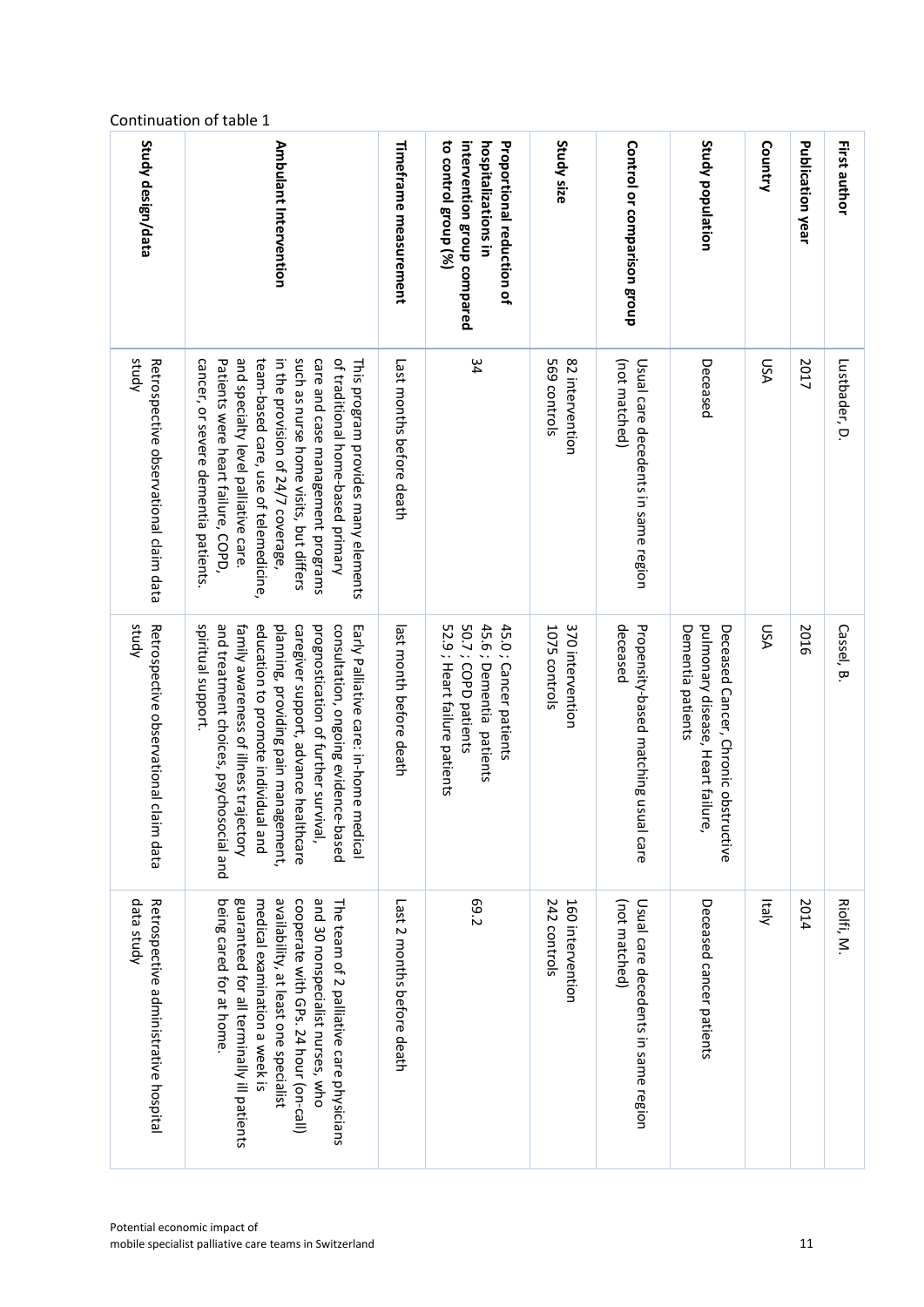Continuation of table 1

| First author | Lustbader, D. | Cassel, B. | Riolfi, M. |
|---|---|---|---|
| Publication year | 2017 | 2016 | 2014 |
| Country | USA | USA | Italy |
| Study population | Deceased | Deceased Cancer, Chronic obstructive pulmonary disease, Heart failure, Dementia patients | Deceased cancer patients |
| Control or comparison group | Usual care decedents in same region (not matched) | Propensity-based matching usual care deceased | Usual care decedents in same region (not matched) |
| Study size | 82 intervention<br>569 controls | 370 intervention<br>1075 controls | 160 intervention<br>242 controls |
| Proportional reduction of hospitalizations in intervention group compared to control group (%) | 34 | 45.0 ; Cancer patients<br>45.6 ; Dementia patients<br>50.7 ; COPD patients<br>52.9 ; Heart failure patients | 69.2 |
| Timeframe measurement | Last months before death | last month before death | Last 2 months before death |
| Ambulant Intervention | This program provides many elements of traditional home-based primary care and case management programs such as nurse home visits, but differs in the provision of 24/7 coverage, team-based care, use of telemedicine, and specialty level palliative care. Patients were heart failure, COPD, cancer, or severe dementia patients. | Early Palliative care: in-home medical consultation, ongoing evidence-based prognostication of further survival, caregiver support, advance healthcare planning, providing pain management, education to promote individual and family awareness of illness trajectory and treatment choices, psychosocial and spiritual support. | The team of 2 palliative care physicians and 30 nonspecialist nurses, who cooperate with GPs, 24 hour (on-call) availability, at least one specialist medical examination a week is guaranteed for all terminally ill patients being cared for at home. |
| Study design/data | Retrospective observational claim data study | Retrospective observational claim data study | Retrospective administrative hospital data study |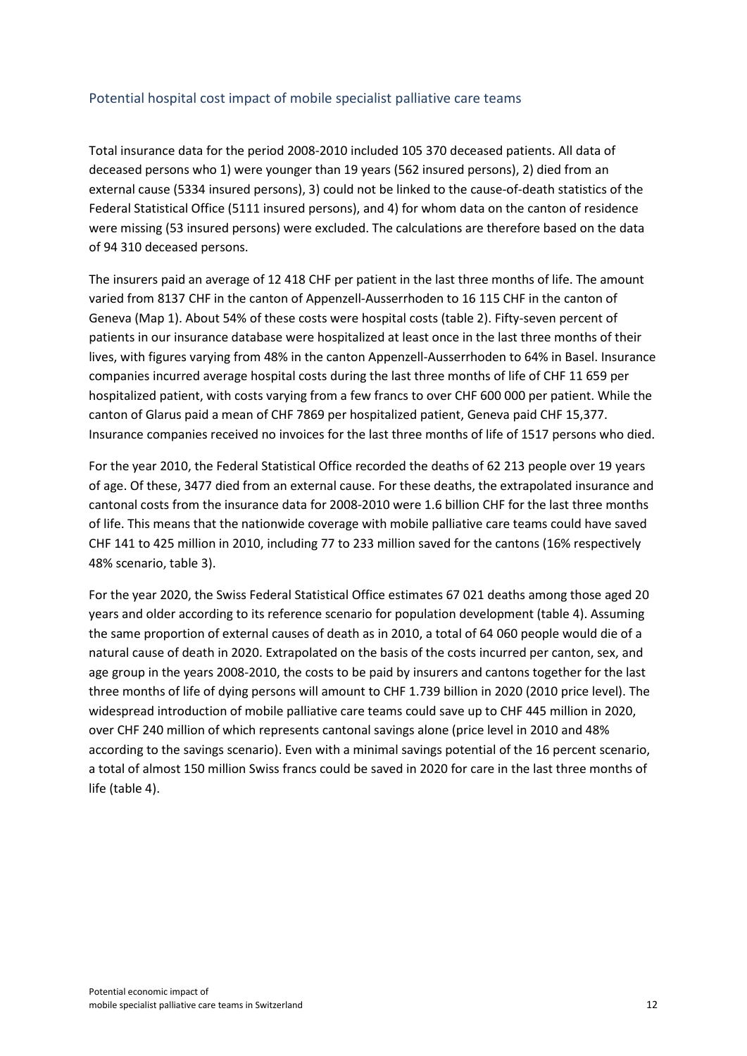## Potential hospital cost impact of mobile specialist palliative care teams

Total insurance data for the period 2008-2010 included 105 370 deceased patients. All data of deceased persons who 1) were younger than 19 years (562 insured persons), 2) died from an external cause (5334 insured persons), 3) could not be linked to the cause-of-death statistics of the Federal Statistical Office (5111 insured persons), and 4) for whom data on the canton of residence were missing (53 insured persons) were excluded. The calculations are therefore based on the data of 94 310 deceased persons.

The insurers paid an average of 12 418 CHF per patient in the last three months of life. The amount varied from 8137 CHF in the canton of Appenzell-Ausserrhoden to 16 115 CHF in the canton of Geneva (Map 1). About 54% of these costs were hospital costs (table 2). Fifty-seven percent of patients in our insurance database were hospitalized at least once in the last three months of their lives, with figures varying from 48% in the canton Appenzell-Ausserrhoden to 64% in Basel. Insurance companies incurred average hospital costs during the last three months of life of CHF 11 659 per hospitalized patient, with costs varying from a few francs to over CHF 600 000 per patient. While the canton of Glarus paid a mean of CHF 7869 per hospitalized patient, Geneva paid CHF 15,377. Insurance companies received no invoices for the last three months of life of 1517 persons who died.

For the year 2010, the Federal Statistical Office recorded the deaths of 62 213 people over 19 years of age. Of these, 3477 died from an external cause. For these deaths, the extrapolated insurance and cantonal costs from the insurance data for 2008-2010 were 1.6 billion CHF for the last three months of life. This means that the nationwide coverage with mobile palliative care teams could have saved CHF 141 to 425 million in 2010, including 77 to 233 million saved for the cantons (16% respectively 48% scenario, table 3).

For the year 2020, the Swiss Federal Statistical Office estimates 67 021 deaths among those aged 20 years and older according to its reference scenario for population development (table 4). Assuming the same proportion of external causes of death as in 2010, a total of 64 060 people would die of a natural cause of death in 2020. Extrapolated on the basis of the costs incurred per canton, sex, and age group in the years 2008-2010, the costs to be paid by insurers and cantons together for the last three months of life of dying persons will amount to CHF 1.739 billion in 2020 (2010 price level). The widespread introduction of mobile palliative care teams could save up to CHF 445 million in 2020, over CHF 240 million of which represents cantonal savings alone (price level in 2010 and 48% according to the savings scenario). Even with a minimal savings potential of the 16 percent scenario, a total of almost 150 million Swiss francs could be saved in 2020 for care in the last three months of life (table 4).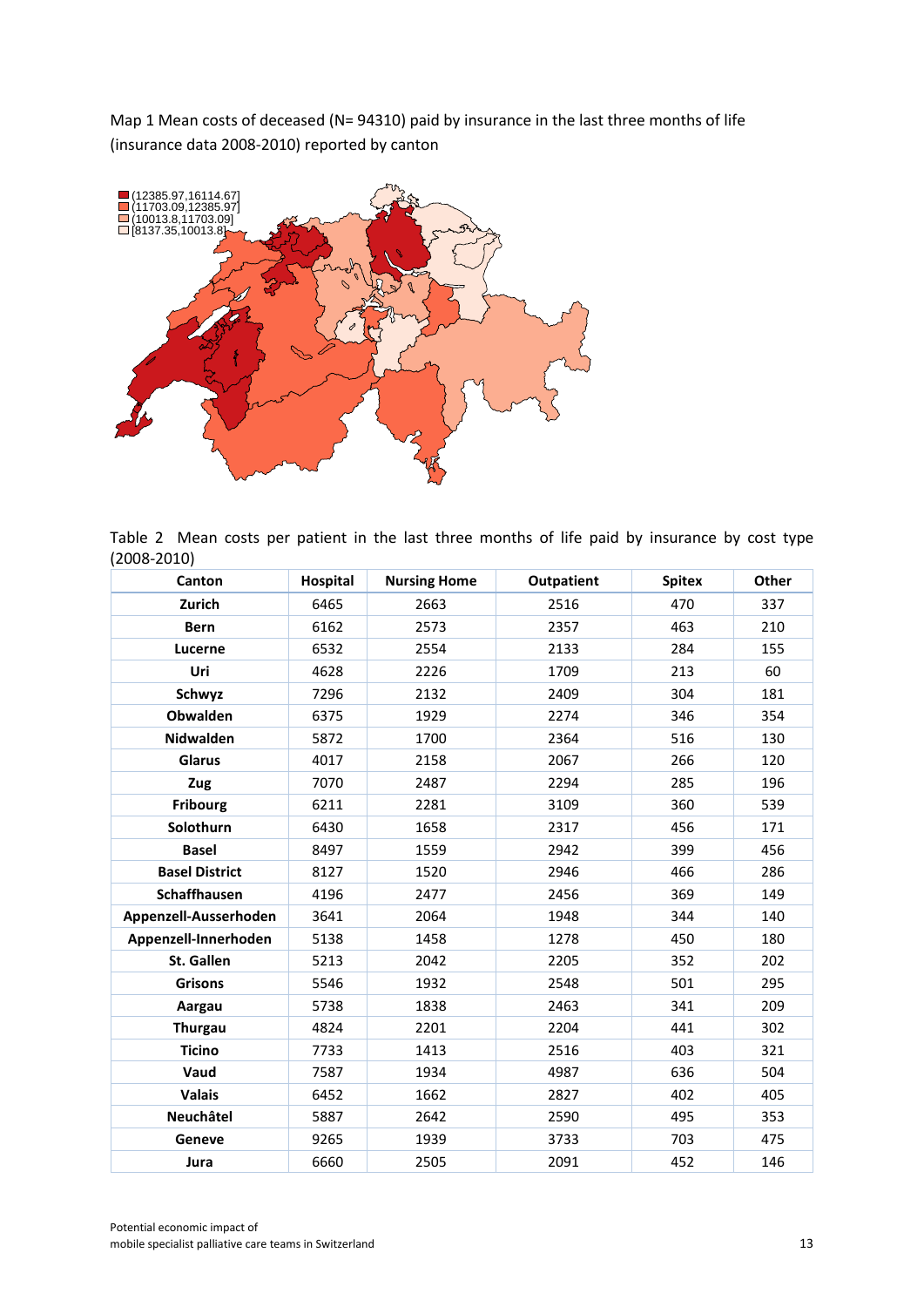Map 1 Mean costs of deceased (N= 94310) paid by insurance in the last three months of life (insurance data 2008-2010) reported by canton

(12385.97,16114.67]
(11703.09,12385.97]
(10013.8,11703.09]
[8137.35,10013.8]

Table 2 Mean costs per patient in the last three months of life paid by insurance by cost type (2008-2010)

| Canton | Hospital | Nursing Home | Outpatient | Spitex | Other |
|---|---|---|---|---|---|
| Zurich | 6465 | 2663 | 2516 | 470 | 337 |
| Bern | 6162 | 2573 | 2357 | 463 | 210 |
| Lucerne | 6532 | 2554 | 2133 | 284 | 155 |
| Uri | 4628 | 2226 | 1709 | 213 | 60 |
| Schwyz | 7296 | 2132 | 2409 | 304 | 181 |
| Obwalden | 6375 | 1929 | 2274 | 346 | 354 |
| Nidwalden | 5872 | 1700 | 2364 | 516 | 130 |
| Glarus | 4017 | 2158 | 2067 | 266 | 120 |
| Zug | 7070 | 2487 | 2294 | 285 | 196 |
| Fribourg | 6211 | 2281 | 3109 | 360 | 539 |
| Solothurn | 6430 | 1658 | 2317 | 456 | 171 |
| Basel | 8497 | 1559 | 2942 | 399 | 456 |
| Basel District | 8127 | 1520 | 2946 | 466 | 286 |
| Schaffhausen | 4196 | 2477 | 2456 | 369 | 149 |
| Appenzell-Ausserhoden | 3641 | 2064 | 1948 | 344 | 140 |
| Appenzell-Innerhoden | 5138 | 1458 | 1278 | 450 | 180 |
| St. Gallen | 5213 | 2042 | 2205 | 352 | 202 |
| Grisons | 5546 | 1932 | 2548 | 501 | 295 |
| Aargau | 5738 | 1838 | 2463 | 341 | 209 |
| Thurgau | 4824 | 2201 | 2204 | 441 | 302 |
| Ticino | 7733 | 1413 | 2516 | 403 | 321 |
| Vaud | 7587 | 1934 | 4987 | 636 | 504 |
| Valais | 6452 | 1662 | 2827 | 402 | 405 |
| Neuchâtel | 5887 | 2642 | 2590 | 495 | 353 |
| Geneve | 9265 | 1939 | 3733 | 703 | 475 |
| Jura | 6660 | 2505 | 2091 | 452 | 146 |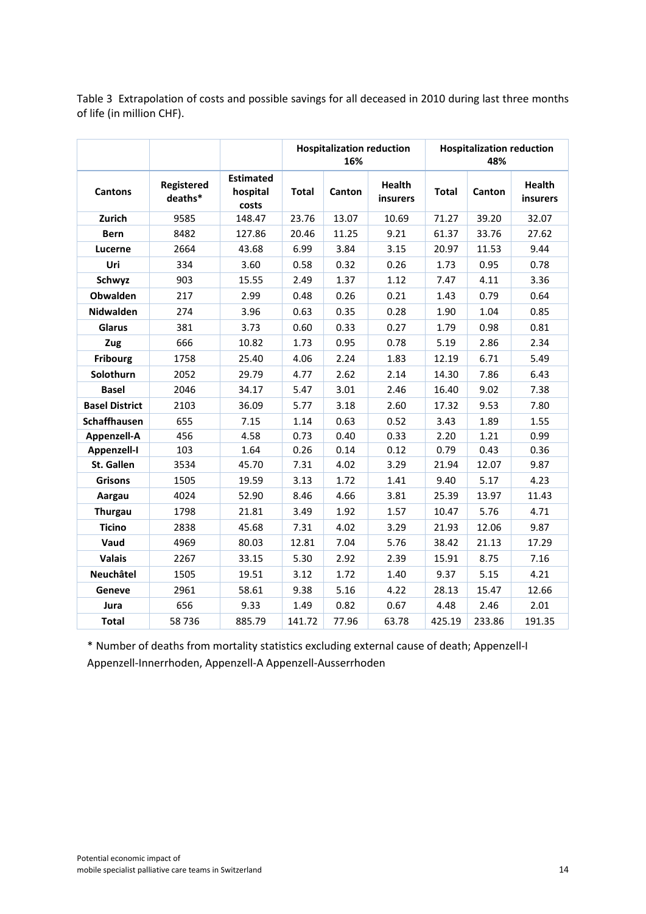Table 3 Extrapolation of costs and possible savings for all deceased in 2010 during last three months of life (in million CHF).

| | | | Hospitalization reduction 16% | | | Hospitalization reduction 48% | | |
|---|---|---|---|---|---|---|---|---|
| Cantons | Registered deaths* | Estimated hospital costs | Total | Canton | Health insurers | Total | Canton | Health insurers |
| Zurich | 9585 | 148.47 | 23.76 | 13.07 | 10.69 | 71.27 | 39.20 | 32.07 |
| Bern | 8482 | 127.86 | 20.46 | 11.25 | 9.21 | 61.37 | 33.76 | 27.62 |
| Lucerne | 2664 | 43.68 | 6.99 | 3.84 | 3.15 | 20.97 | 11.53 | 9.44 |
| Uri | 334 | 3.60 | 0.58 | 0.32 | 0.26 | 1.73 | 0.95 | 0.78 |
| Schwyz | 903 | 15.55 | 2.49 | 1.37 | 1.12 | 7.47 | 4.11 | 3.36 |
| Obwalden | 217 | 2.99 | 0.48 | 0.26 | 0.21 | 1.43 | 0.79 | 0.64 |
| Nidwalden | 274 | 3.96 | 0.63 | 0.35 | 0.28 | 1.90 | 1.04 | 0.85 |
| Glarus | 381 | 3.73 | 0.60 | 0.33 | 0.27 | 1.79 | 0.98 | 0.81 |
| Zug | 666 | 10.82 | 1.73 | 0.95 | 0.78 | 5.19 | 2.86 | 2.34 |
| Fribourg | 1758 | 25.40 | 4.06 | 2.24 | 1.83 | 12.19 | 6.71 | 5.49 |
| Solothurn | 2052 | 29.79 | 4.77 | 2.62 | 2.14 | 14.30 | 7.86 | 6.43 |
| Basel | 2046 | 34.17 | 5.47 | 3.01 | 2.46 | 16.40 | 9.02 | 7.38 |
| Basel District | 2103 | 36.09 | 5.77 | 3.18 | 2.60 | 17.32 | 9.53 | 7.80 |
| Schaffhausen | 655 | 7.15 | 1.14 | 0.63 | 0.52 | 3.43 | 1.89 | 1.55 |
| Appenzell-A | 456 | 4.58 | 0.73 | 0.40 | 0.33 | 2.20 | 1.21 | 0.99 |
| Appenzell-I | 103 | 1.64 | 0.26 | 0.14 | 0.12 | 0.79 | 0.43 | 0.36 |
| St. Gallen | 3534 | 45.70 | 7.31 | 4.02 | 3.29 | 21.94 | 12.07 | 9.87 |
| Grisons | 1505 | 19.59 | 3.13 | 1.72 | 1.41 | 9.40 | 5.17 | 4.23 |
| Aargau | 4024 | 52.90 | 8.46 | 4.66 | 3.81 | 25.39 | 13.97 | 11.43 |
| Thurgau | 1798 | 21.81 | 3.49 | 1.92 | 1.57 | 10.47 | 5.76 | 4.71 |
| Ticino | 2838 | 45.68 | 7.31 | 4.02 | 3.29 | 21.93 | 12.06 | 9.87 |
| Vaud | 4969 | 80.03 | 12.81 | 7.04 | 5.76 | 38.42 | 21.13 | 17.29 |
| Valais | 2267 | 33.15 | 5.30 | 2.92 | 2.39 | 15.91 | 8.75 | 7.16 |
| Neuchâtel | 1505 | 19.51 | 3.12 | 1.72 | 1.40 | 9.37 | 5.15 | 4.21 |
| Geneve | 2961 | 58.61 | 9.38 | 5.16 | 4.22 | 28.13 | 15.47 | 12.66 |
| Jura | 656 | 9.33 | 1.49 | 0.82 | 0.67 | 4.48 | 2.46 | 2.01 |
| Total | 58 736 | 885.79 | 141.72 | 77.96 | 63.78 | 425.19 | 233.86 | 191.35 |

* Number of deaths from mortality statistics excluding external cause of death; Appenzell-I Appenzell-Innerrhoden, Appenzell-A Appenzell-Ausserrhoden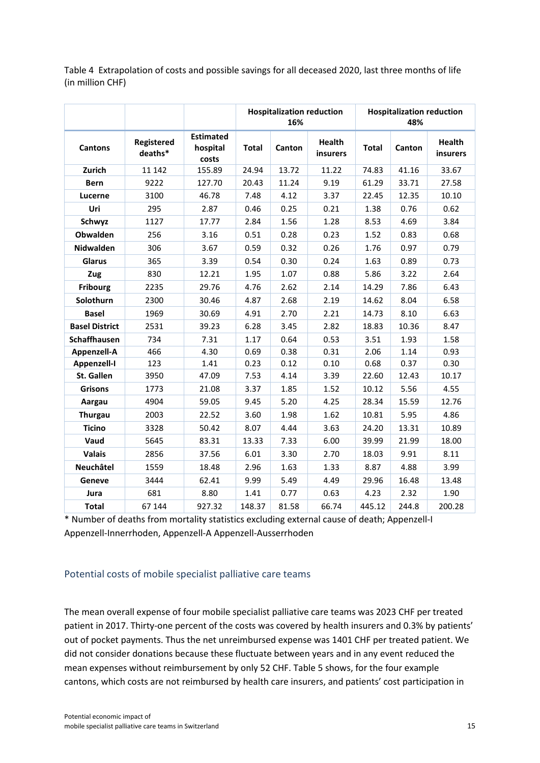Table 4 Extrapolation of costs and possible savings for all deceased 2020, last three months of life (in million CHF)

| | | | Hospitalization reduction 16% | | | Hospitalization reduction 48% | | |
|---|---|---|---|---|---|---|---|---|
| **Cantons** | **Registered deaths*** | **Estimated hospital costs** | **Total** | **Canton** | **Health insurers** | **Total** | **Canton** | **Health insurers** |
| **Zurich** | 11 142 | 155.89 | 24.94 | 13.72 | 11.22 | 74.83 | 41.16 | 33.67 |
| **Bern** | 9222 | 127.70 | 20.43 | 11.24 | 9.19 | 61.29 | 33.71 | 27.58 |
| **Lucerne** | 3100 | 46.78 | 7.48 | 4.12 | 3.37 | 22.45 | 12.35 | 10.10 |
| **Uri** | 295 | 2.87 | 0.46 | 0.25 | 0.21 | 1.38 | 0.76 | 0.62 |
| **Schwyz** | 1127 | 17.77 | 2.84 | 1.56 | 1.28 | 8.53 | 4.69 | 3.84 |
| **Obwalden** | 256 | 3.16 | 0.51 | 0.28 | 0.23 | 1.52 | 0.83 | 0.68 |
| **Nidwalden** | 306 | 3.67 | 0.59 | 0.32 | 0.26 | 1.76 | 0.97 | 0.79 |
| **Glarus** | 365 | 3.39 | 0.54 | 0.30 | 0.24 | 1.63 | 0.89 | 0.73 |
| **Zug** | 830 | 12.21 | 1.95 | 1.07 | 0.88 | 5.86 | 3.22 | 2.64 |
| **Fribourg** | 2235 | 29.76 | 4.76 | 2.62 | 2.14 | 14.29 | 7.86 | 6.43 |
| **Solothurn** | 2300 | 30.46 | 4.87 | 2.68 | 2.19 | 14.62 | 8.04 | 6.58 |
| **Basel** | 1969 | 30.69 | 4.91 | 2.70 | 2.21 | 14.73 | 8.10 | 6.63 |
| **Basel District** | 2531 | 39.23 | 6.28 | 3.45 | 2.82 | 18.83 | 10.36 | 8.47 |
| **Schaffhausen** | 734 | 7.31 | 1.17 | 0.64 | 0.53 | 3.51 | 1.93 | 1.58 |
| **Appenzell-A** | 466 | 4.30 | 0.69 | 0.38 | 0.31 | 2.06 | 1.14 | 0.93 |
| **Appenzell-I** | 123 | 1.41 | 0.23 | 0.12 | 0.10 | 0.68 | 0.37 | 0.30 |
| **St. Gallen** | 3950 | 47.09 | 7.53 | 4.14 | 3.39 | 22.60 | 12.43 | 10.17 |
| **Grisons** | 1773 | 21.08 | 3.37 | 1.85 | 1.52 | 10.12 | 5.56 | 4.55 |
| **Aargau** | 4904 | 59.05 | 9.45 | 5.20 | 4.25 | 28.34 | 15.59 | 12.76 |
| **Thurgau** | 2003 | 22.52 | 3.60 | 1.98 | 1.62 | 10.81 | 5.95 | 4.86 |
| **Ticino** | 3328 | 50.42 | 8.07 | 4.44 | 3.63 | 24.20 | 13.31 | 10.89 |
| **Vaud** | 5645 | 83.31 | 13.33 | 7.33 | 6.00 | 39.99 | 21.99 | 18.00 |
| **Valais** | 2856 | 37.56 | 6.01 | 3.30 | 2.70 | 18.03 | 9.91 | 8.11 |
| **Neuchâtel** | 1559 | 18.48 | 2.96 | 1.63 | 1.33 | 8.87 | 4.88 | 3.99 |
| **Geneve** | 3444 | 62.41 | 9.99 | 5.49 | 4.49 | 29.96 | 16.48 | 13.48 |
| **Jura** | 681 | 8.80 | 1.41 | 0.77 | 0.63 | 4.23 | 2.32 | 1.90 |
| **Total** | 67 144 | 927.32 | 148.37 | 81.58 | 66.74 | 445.12 | 244.8 | 200.28 |

* Number of deaths from mortality statistics excluding external cause of death; Appenzell-I Appenzell-Innerrhoden, Appenzell-A Appenzell-Ausserrhoden

## Potential costs of mobile specialist palliative care teams

The mean overall expense of four mobile specialist palliative care teams was 2023 CHF per treated patient in 2017. Thirty-one percent of the costs was covered by health insurers and 0.3% by patients' out of pocket payments. Thus the net unreimbursed expense was 1401 CHF per treated patient. We did not consider donations because these fluctuate between years and in any event reduced the mean expenses without reimbursement by only 52 CHF. Table 5 shows, for the four example cantons, which costs are not reimbursed by health care insurers, and patients' cost participation in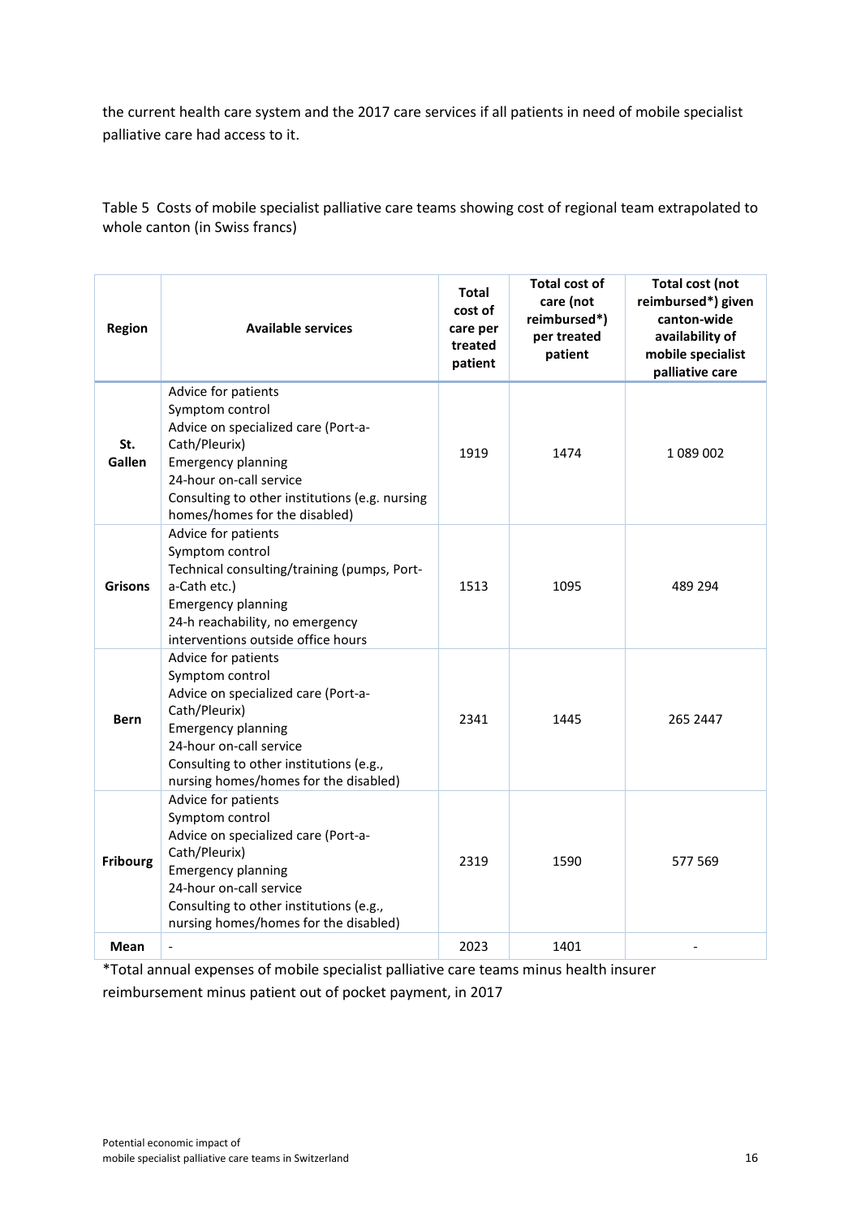the current health care system and the 2017 care services if all patients in need of mobile specialist palliative care had access to it.

Table 5 Costs of mobile specialist palliative care teams showing cost of regional team extrapolated to whole canton (in Swiss francs)

| Region | Available services | Total cost of care per treated patient | Total cost of care (not reimbursed*) per treated patient | Total cost (not reimbursed*) given canton-wide availability of mobile specialist palliative care |
|---|---|---|---|---|
| St. Gallen | Advice for patients<br>Symptom control<br>Advice on specialized care (Port-a-Cath/Pleurix)<br>Emergency planning<br>24-hour on-call service<br>Consulting to other institutions (e.g. nursing homes/homes for the disabled) | 1919 | 1474 | 1 089 002 |
| Grisons | Advice for patients<br>Symptom control<br>Technical consulting/training (pumps, Port-a-Cath etc.)<br>Emergency planning<br>24-h reachability, no emergency interventions outside office hours | 1513 | 1095 | 489 294 |
| Bern | Advice for patients<br>Symptom control<br>Advice on specialized care (Port-a-Cath/Pleurix)<br>Emergency planning<br>24-hour on-call service<br>Consulting to other institutions (e.g., nursing homes/homes for the disabled) | 2341 | 1445 | 265 2447 |
| Fribourg | Advice for patients<br>Symptom control<br>Advice on specialized care (Port-a-Cath/Pleurix)<br>Emergency planning<br>24-hour on-call service<br>Consulting to other institutions (e.g., nursing homes/homes for the disabled) | 2319 | 1590 | 577 569 |
| Mean | - | 2023 | 1401 | - |

*Total annual expenses of mobile specialist palliative care teams minus health insurer reimbursement minus patient out of pocket payment, in 2017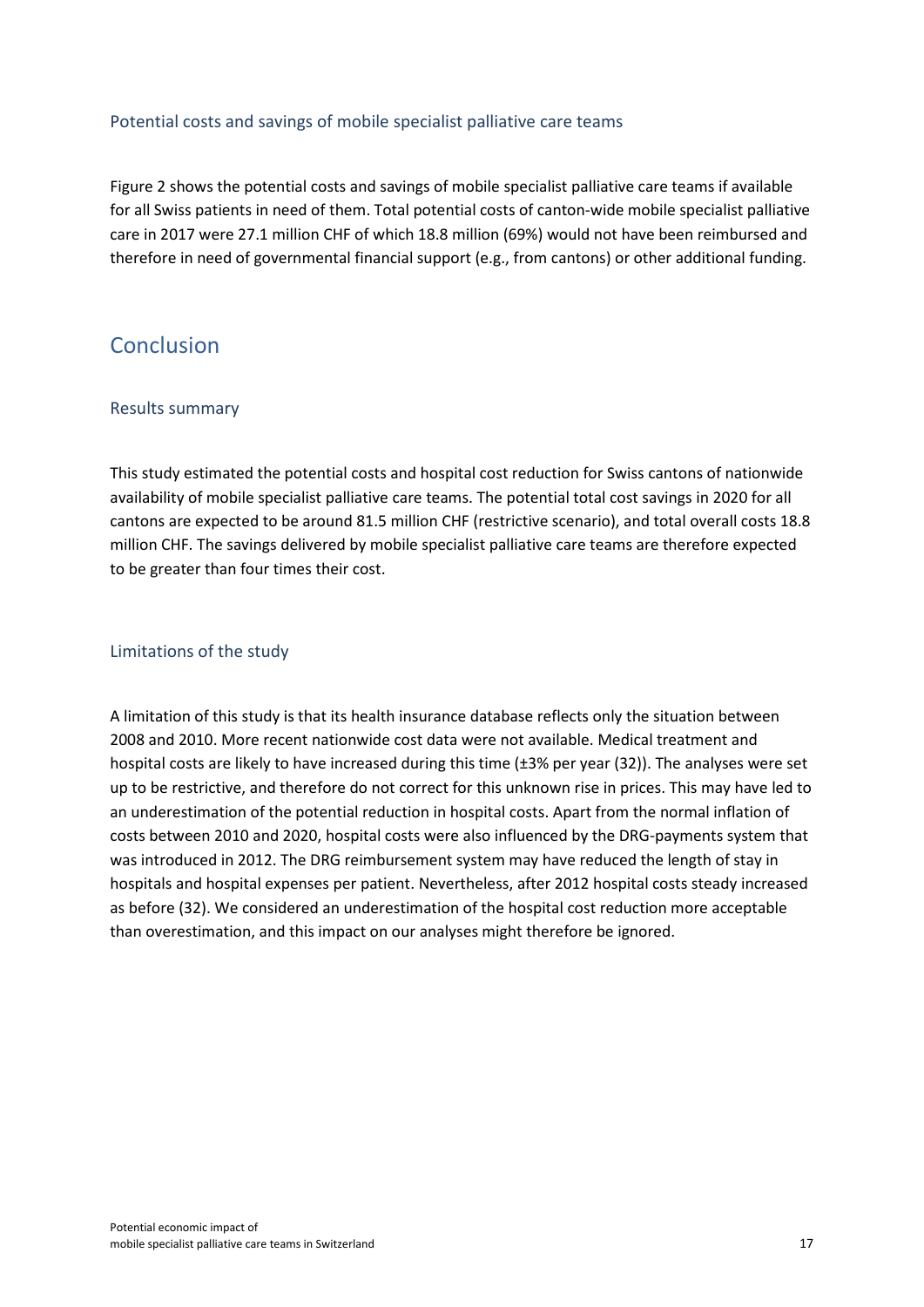### Potential costs and savings of mobile specialist palliative care teams

Figure 2 shows the potential costs and savings of mobile specialist palliative care teams if available for all Swiss patients in need of them. Total potential costs of canton-wide mobile specialist palliative care in 2017 were 27.1 million CHF of which 18.8 million (69%) would not have been reimbursed and therefore in need of governmental financial support (e.g., from cantons) or other additional funding.

## Conclusion

### Results summary

This study estimated the potential costs and hospital cost reduction for Swiss cantons of nationwide availability of mobile specialist palliative care teams. The potential total cost savings in 2020 for all cantons are expected to be around 81.5 million CHF (restrictive scenario), and total overall costs 18.8 million CHF. The savings delivered by mobile specialist palliative care teams are therefore expected to be greater than four times their cost.

### Limitations of the study

A limitation of this study is that its health insurance database reflects only the situation between 2008 and 2010. More recent nationwide cost data were not available. Medical treatment and hospital costs are likely to have increased during this time (±3% per year (32)). The analyses were set up to be restrictive, and therefore do not correct for this unknown rise in prices. This may have led to an underestimation of the potential reduction in hospital costs. Apart from the normal inflation of costs between 2010 and 2020, hospital costs were also influenced by the DRG-payments system that was introduced in 2012. The DRG reimbursement system may have reduced the length of stay in hospitals and hospital expenses per patient. Nevertheless, after 2012 hospital costs steady increased as before (32). We considered an underestimation of the hospital cost reduction more acceptable than overestimation, and this impact on our analyses might therefore be ignored.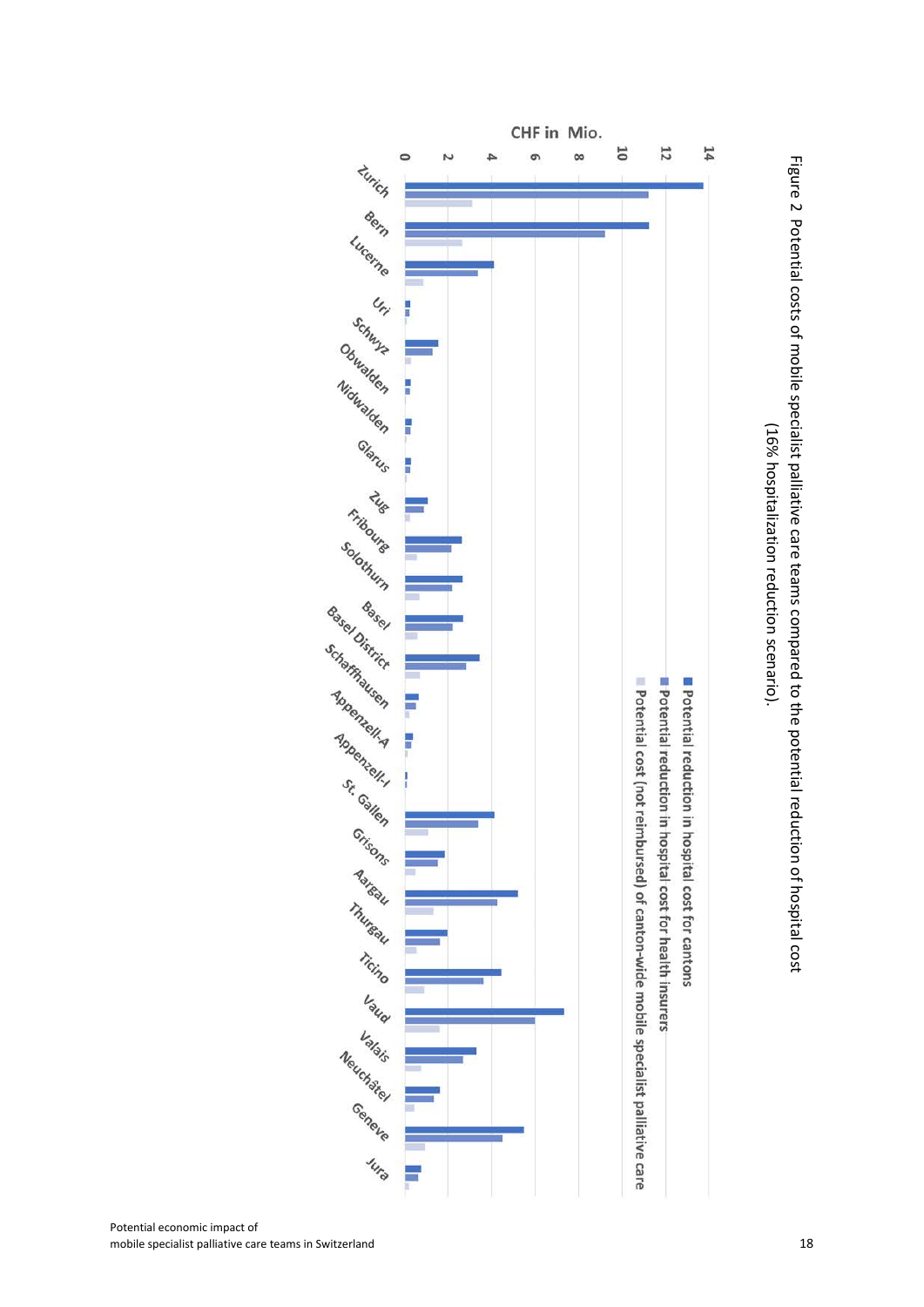Figure 2 Potential costs of mobile specialist palliative care teams compared to the potential reduction of hospital cost (16% hospitalization reduction scenario).

CHF in Mio.

- Potential reduction in hospital cost for cantons
- Potential reduction in hospital cost for health insurers
- Potential cost (not reimbursed) of canton-wide mobile specialist palliative care

Zurich, Bern, Lucerne, Uri, Schwyz, Obwalden, Nidwalden, Glarus, Zug, Fribourg, Solothurn, Basel, Basel District, Schaffhausen, Appenzell-A, Appenzell-I, St. Gallen, Grisons, Aargau, Thurgau, Ticino, Vaud, Valais, Neuchâtel, Geneve, Jura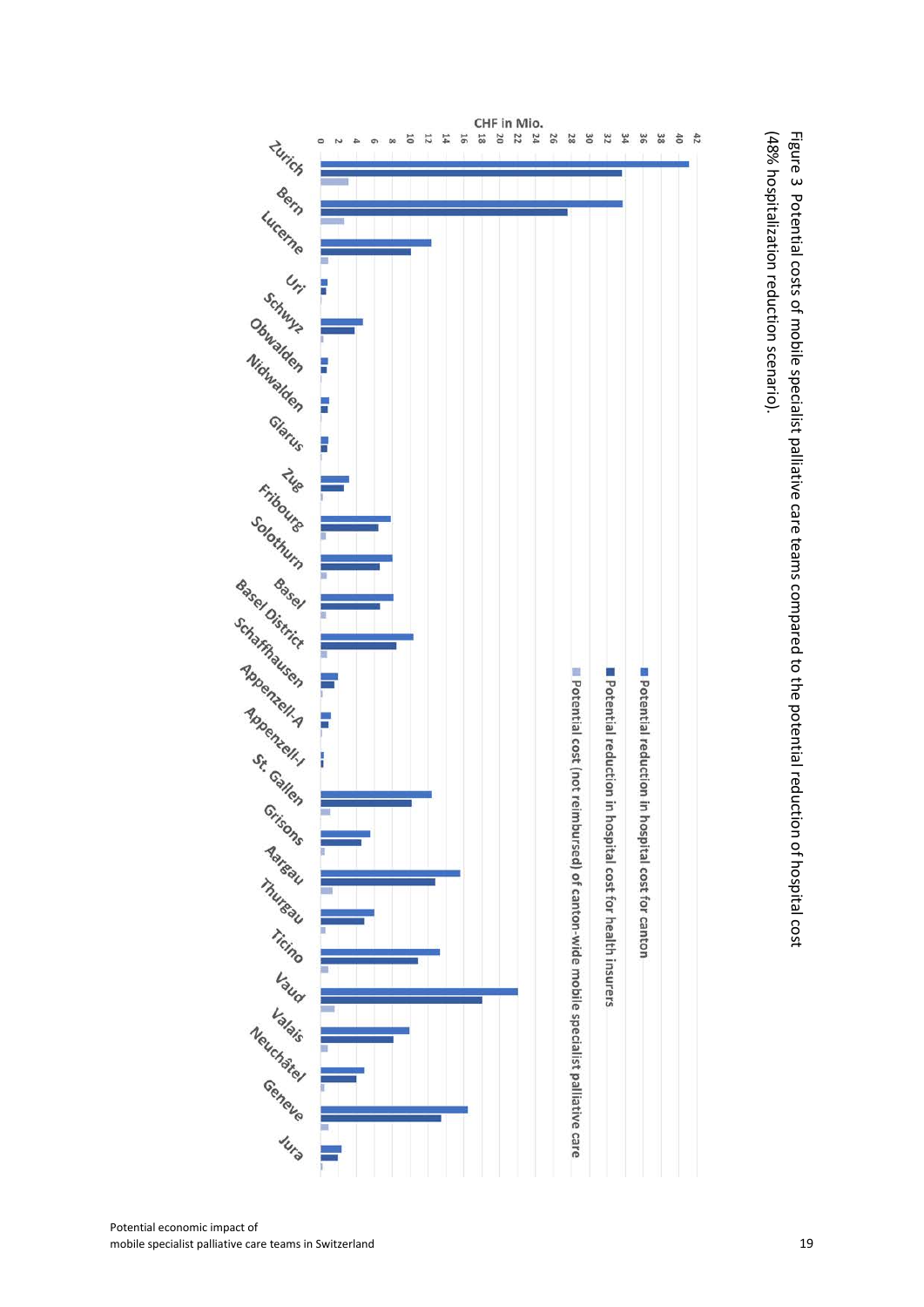Figure 3 Potential costs of mobile specialist palliative care teams compared to the potential reduction of hospital cost (48% hospitalization reduction scenario).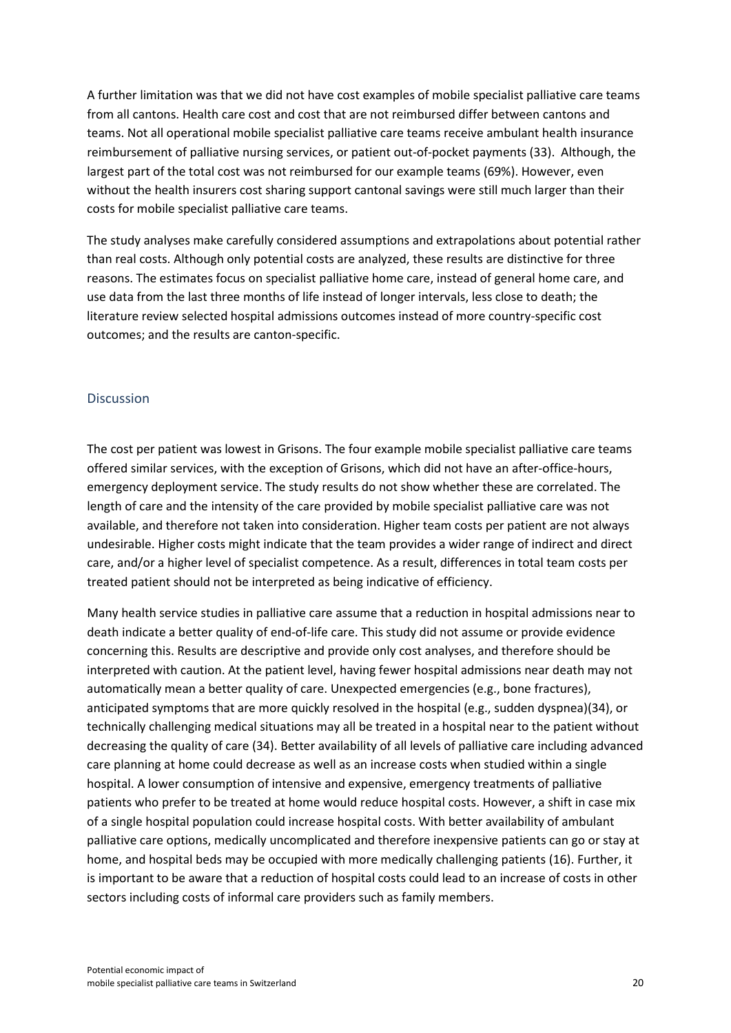A further limitation was that we did not have cost examples of mobile specialist palliative care teams from all cantons. Health care cost and cost that are not reimbursed differ between cantons and teams. Not all operational mobile specialist palliative care teams receive ambulant health insurance reimbursement of palliative nursing services, or patient out-of-pocket payments (33). Although, the largest part of the total cost was not reimbursed for our example teams (69%). However, even without the health insurers cost sharing support cantonal savings were still much larger than their costs for mobile specialist palliative care teams.

The study analyses make carefully considered assumptions and extrapolations about potential rather than real costs. Although only potential costs are analyzed, these results are distinctive for three reasons. The estimates focus on specialist palliative home care, instead of general home care, and use data from the last three months of life instead of longer intervals, less close to death; the literature review selected hospital admissions outcomes instead of more country-specific cost outcomes; and the results are canton-specific.

## Discussion

The cost per patient was lowest in Grisons. The four example mobile specialist palliative care teams offered similar services, with the exception of Grisons, which did not have an after-office-hours, emergency deployment service. The study results do not show whether these are correlated. The length of care and the intensity of the care provided by mobile specialist palliative care was not available, and therefore not taken into consideration. Higher team costs per patient are not always undesirable. Higher costs might indicate that the team provides a wider range of indirect and direct care, and/or a higher level of specialist competence. As a result, differences in total team costs per treated patient should not be interpreted as being indicative of efficiency.

Many health service studies in palliative care assume that a reduction in hospital admissions near to death indicate a better quality of end-of-life care. This study did not assume or provide evidence concerning this. Results are descriptive and provide only cost analyses, and therefore should be interpreted with caution. At the patient level, having fewer hospital admissions near death may not automatically mean a better quality of care. Unexpected emergencies (e.g., bone fractures), anticipated symptoms that are more quickly resolved in the hospital (e.g., sudden dyspnea)(34), or technically challenging medical situations may all be treated in a hospital near to the patient without decreasing the quality of care (34). Better availability of all levels of palliative care including advanced care planning at home could decrease as well as an increase costs when studied within a single hospital. A lower consumption of intensive and expensive, emergency treatments of palliative patients who prefer to be treated at home would reduce hospital costs. However, a shift in case mix of a single hospital population could increase hospital costs. With better availability of ambulant palliative care options, medically uncomplicated and therefore inexpensive patients can go or stay at home, and hospital beds may be occupied with more medically challenging patients (16). Further, it is important to be aware that a reduction of hospital costs could lead to an increase of costs in other sectors including costs of informal care providers such as family members.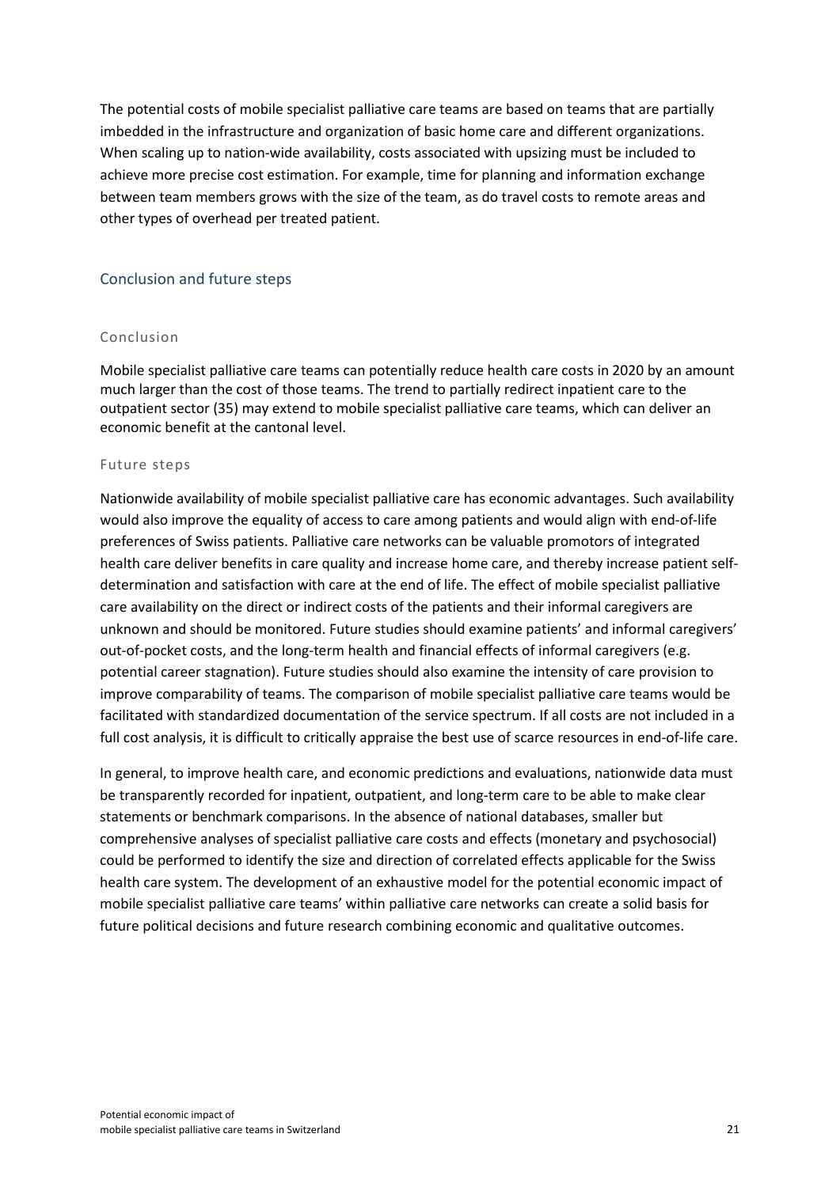The potential costs of mobile specialist palliative care teams are based on teams that are partially imbedded in the infrastructure and organization of basic home care and different organizations. When scaling up to nation-wide availability, costs associated with upsizing must be included to achieve more precise cost estimation. For example, time for planning and information exchange between team members grows with the size of the team, as do travel costs to remote areas and other types of overhead per treated patient.

## Conclusion and future steps

### Conclusion

Mobile specialist palliative care teams can potentially reduce health care costs in 2020 by an amount much larger than the cost of those teams. The trend to partially redirect inpatient care to the outpatient sector (35) may extend to mobile specialist palliative care teams, which can deliver an economic benefit at the cantonal level.

### Future steps

Nationwide availability of mobile specialist palliative care has economic advantages. Such availability would also improve the equality of access to care among patients and would align with end-of-life preferences of Swiss patients. Palliative care networks can be valuable promotors of integrated health care deliver benefits in care quality and increase home care, and thereby increase patient self-determination and satisfaction with care at the end of life. The effect of mobile specialist palliative care availability on the direct or indirect costs of the patients and their informal caregivers are unknown and should be monitored. Future studies should examine patients' and informal caregivers' out-of-pocket costs, and the long-term health and financial effects of informal caregivers (e.g. potential career stagnation). Future studies should also examine the intensity of care provision to improve comparability of teams. The comparison of mobile specialist palliative care teams would be facilitated with standardized documentation of the service spectrum. If all costs are not included in a full cost analysis, it is difficult to critically appraise the best use of scarce resources in end-of-life care.

In general, to improve health care, and economic predictions and evaluations, nationwide data must be transparently recorded for inpatient, outpatient, and long-term care to be able to make clear statements or benchmark comparisons. In the absence of national databases, smaller but comprehensive analyses of specialist palliative care costs and effects (monetary and psychosocial) could be performed to identify the size and direction of correlated effects applicable for the Swiss health care system. The development of an exhaustive model for the potential economic impact of mobile specialist palliative care teams' within palliative care networks can create a solid basis for future political decisions and future research combining economic and qualitative outcomes.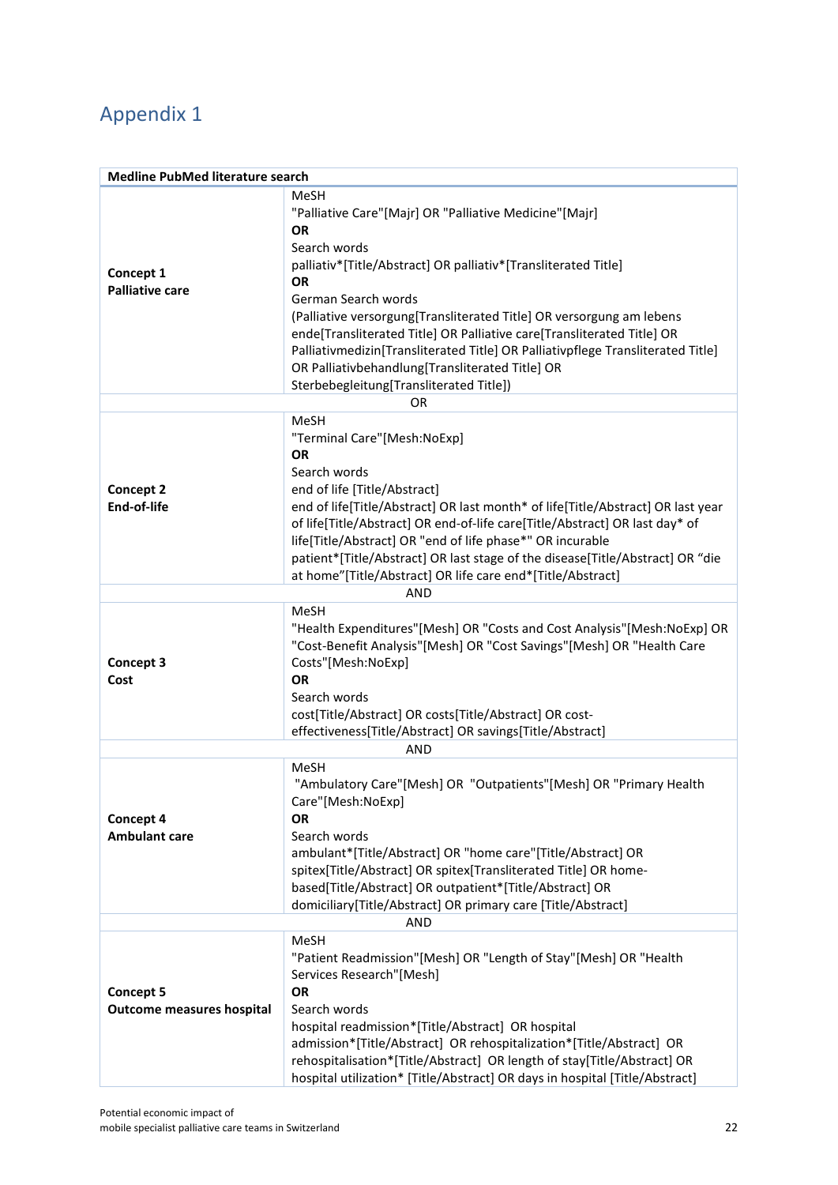# Appendix 1

| Medline PubMed literature search | |
|---|---|
| **Concept 1**<br>**Palliative care** | MeSH<br>"Palliative Care"[Majr] OR "Palliative Medicine"[Majr]<br>**OR**<br>Search words<br>palliativ*[Title/Abstract] OR palliativ*[Transliterated Title]<br>**OR**<br>German Search words<br>(Palliative versorgung[Transliterated Title] OR versorgung am lebens ende[Transliterated Title] OR Palliative care[Transliterated Title] OR Palliativmedizin[Transliterated Title] OR Palliativpflege Transliterated Title] OR Palliativbehandlung[Transliterated Title] OR Sterbebegleitung[Transliterated Title]) |
| OR | |
| **Concept 2**<br>**End-of-life** | MeSH<br>"Terminal Care"[Mesh:NoExp]<br>**OR**<br>Search words<br>end of life [Title/Abstract]<br>end of life[Title/Abstract] OR last month* of life[Title/Abstract] OR last year of life[Title/Abstract] OR end-of-life care[Title/Abstract] OR last day* of life[Title/Abstract] OR "end of life phase*" OR incurable patient*[Title/Abstract] OR last stage of the disease[Title/Abstract] OR "die at home"[Title/Abstract] OR life care end*[Title/Abstract] |
| AND | |
| **Concept 3**<br>**Cost** | MeSH<br>"Health Expenditures"[Mesh] OR "Costs and Cost Analysis"[Mesh:NoExp] OR "Cost-Benefit Analysis"[Mesh] OR "Cost Savings"[Mesh] OR "Health Care Costs"[Mesh:NoExp]<br>**OR**<br>Search words<br>cost[Title/Abstract] OR costs[Title/Abstract] OR cost-effectiveness[Title/Abstract] OR savings[Title/Abstract] |
| AND | |
| **Concept 4**<br>**Ambulant care** | MeSH<br>"Ambulatory Care"[Mesh] OR "Outpatients"[Mesh] OR "Primary Health Care"[Mesh:NoExp]<br>**OR**<br>Search words<br>ambulant*[Title/Abstract] OR "home care"[Title/Abstract] OR spitex[Title/Abstract] OR spitex[Transliterated Title] OR home-based[Title/Abstract] OR outpatient*[Title/Abstract] OR domiciliary[Title/Abstract] OR primary care [Title/Abstract] |
| AND | |
| **Concept 5**<br>**Outcome measures hospital** | MeSH<br>"Patient Readmission"[Mesh] OR "Length of Stay"[Mesh] OR "Health Services Research"[Mesh]<br>**OR**<br>Search words<br>hospital readmission*[Title/Abstract] OR hospital admission*[Title/Abstract] OR rehospitalization*[Title/Abstract] OR rehospitalisation*[Title/Abstract] OR length of stay[Title/Abstract] OR hospital utilization* [Title/Abstract] OR days in hospital [Title/Abstract] |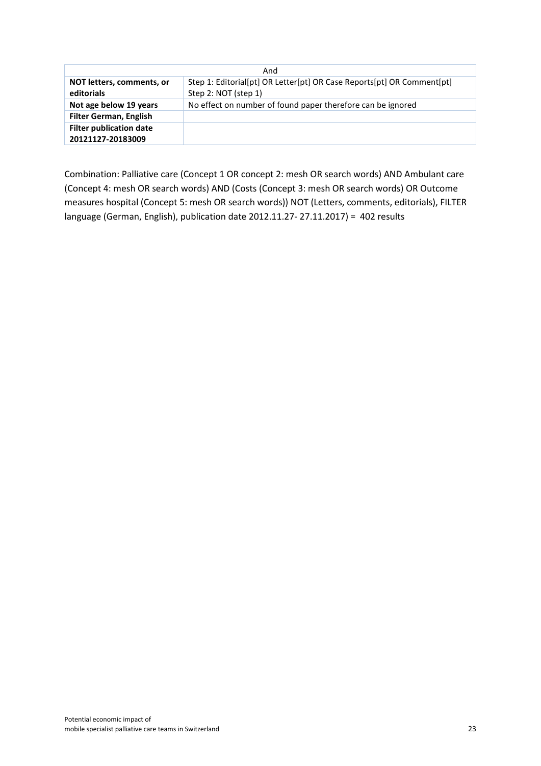| And | |
|---|---|
| **NOT letters, comments, or editorials** | Step 1: Editorial[pt] OR Letter[pt] OR Case Reports[pt] OR Comment[pt]<br>Step 2: NOT (step 1) |
| **Not age below 19 years** | No effect on number of found paper therefore can be ignored |
| **Filter German, English** | |
| **Filter publication date 20121127-20183009** | |

Combination: Palliative care (Concept 1 OR concept 2: mesh OR search words) AND Ambulant care (Concept 4: mesh OR search words) AND (Costs (Concept 3: mesh OR search words) OR Outcome measures hospital (Concept 5: mesh OR search words)) NOT (Letters, comments, editorials), FILTER language (German, English), publication date 2012.11.27- 27.11.2017) = 402 results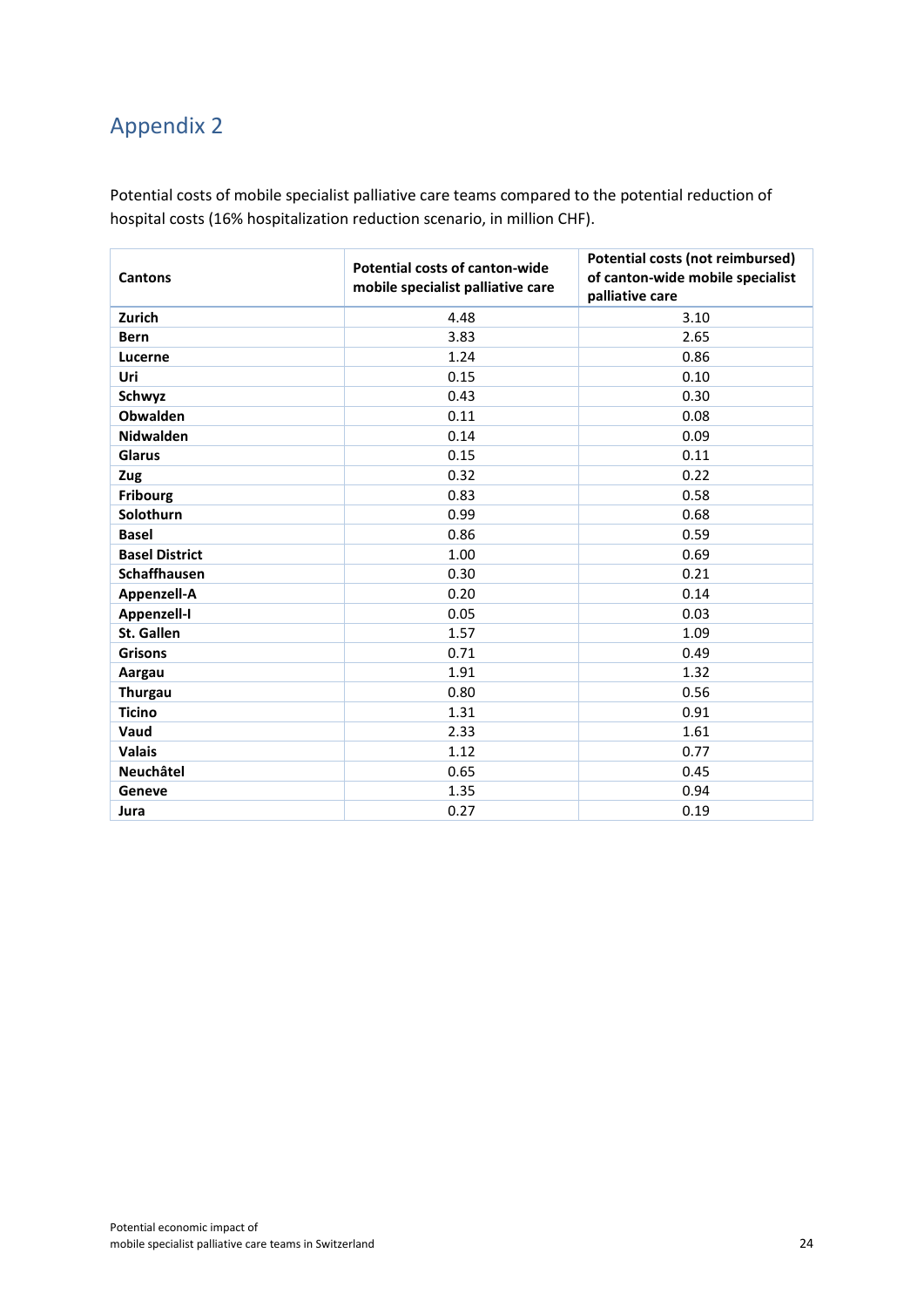## Appendix 2

Potential costs of mobile specialist palliative care teams compared to the potential reduction of hospital costs (16% hospitalization reduction scenario, in million CHF).

| Cantons | Potential costs of canton-wide mobile specialist palliative care | Potential costs (not reimbursed) of canton-wide mobile specialist palliative care |
|---|---|---|
| **Zurich** | 4.48 | 3.10 |
| **Bern** | 3.83 | 2.65 |
| **Lucerne** | 1.24 | 0.86 |
| **Uri** | 0.15 | 0.10 |
| **Schwyz** | 0.43 | 0.30 |
| **Obwalden** | 0.11 | 0.08 |
| **Nidwalden** | 0.14 | 0.09 |
| **Glarus** | 0.15 | 0.11 |
| **Zug** | 0.32 | 0.22 |
| **Fribourg** | 0.83 | 0.58 |
| **Solothurn** | 0.99 | 0.68 |
| **Basel** | 0.86 | 0.59 |
| **Basel District** | 1.00 | 0.69 |
| **Schaffhausen** | 0.30 | 0.21 |
| **Appenzell-A** | 0.20 | 0.14 |
| **Appenzell-I** | 0.05 | 0.03 |
| **St. Gallen** | 1.57 | 1.09 |
| **Grisons** | 0.71 | 0.49 |
| **Aargau** | 1.91 | 1.32 |
| **Thurgau** | 0.80 | 0.56 |
| **Ticino** | 1.31 | 0.91 |
| **Vaud** | 2.33 | 1.61 |
| **Valais** | 1.12 | 0.77 |
| **Neuchâtel** | 0.65 | 0.45 |
| **Geneve** | 1.35 | 0.94 |
| **Jura** | 0.27 | 0.19 |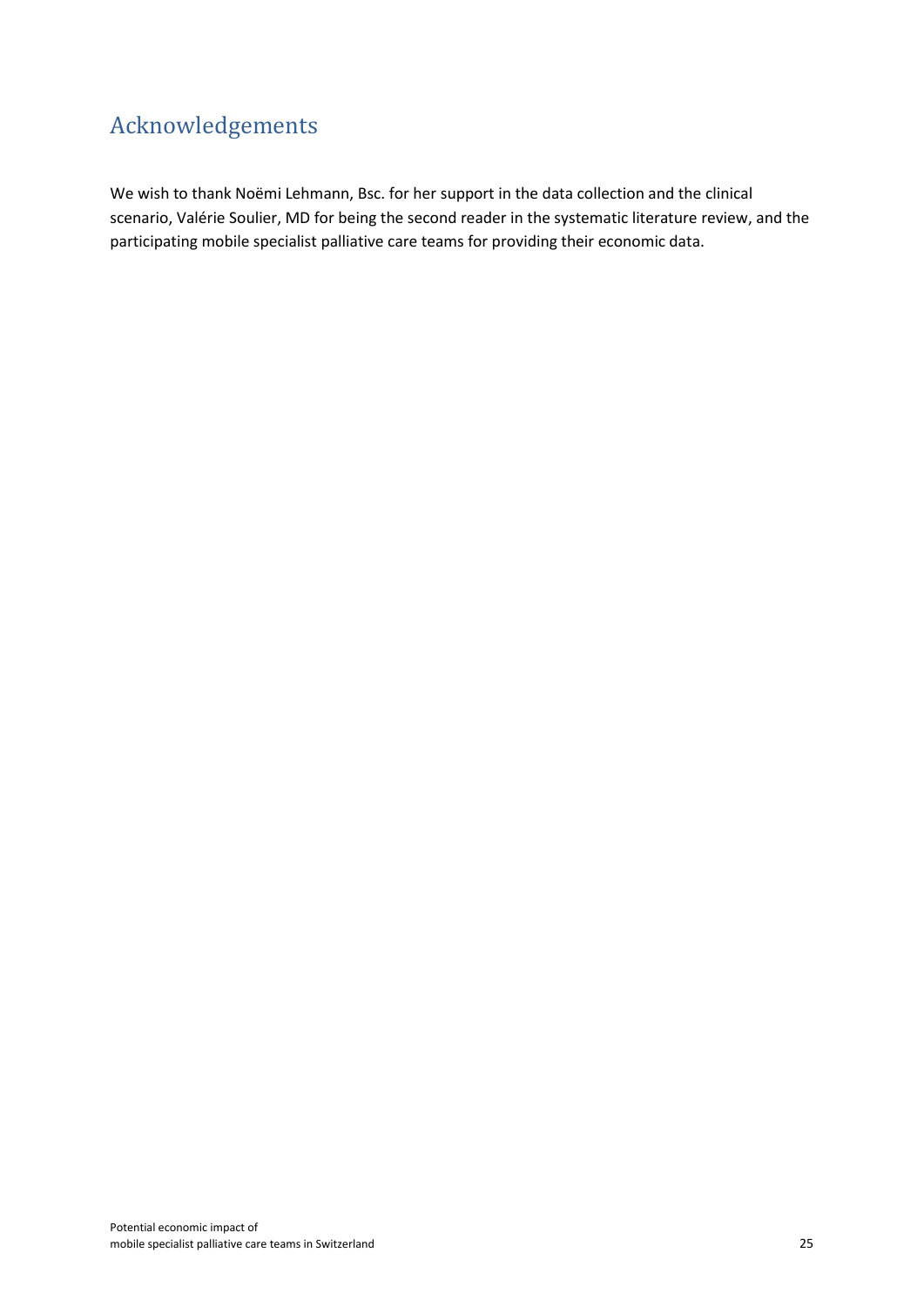# Acknowledgements

We wish to thank Noëmi Lehmann, Bsc. for her support in the data collection and the clinical scenario, Valérie Soulier, MD for being the second reader in the systematic literature review, and the participating mobile specialist palliative care teams for providing their economic data.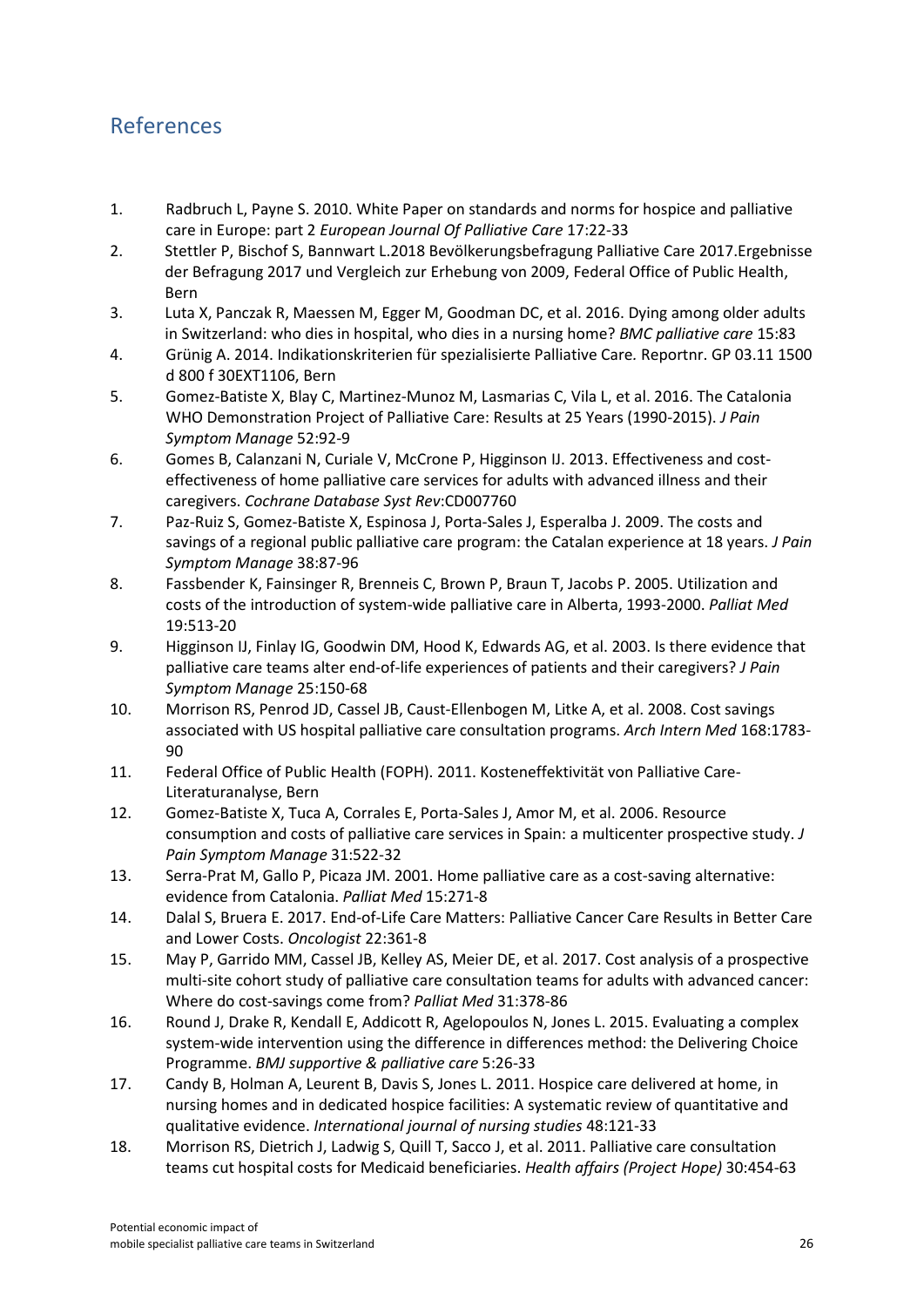## References

1. Radbruch L, Payne S. 2010. White Paper on standards and norms for hospice and palliative care in Europe: part 2 *European Journal Of Palliative Care* 17:22-33
2. Stettler P, Bischof S, Bannwart L.2018 Bevölkerungsbefragung Palliative Care 2017.Ergebnisse der Befragung 2017 und Vergleich zur Erhebung von 2009, Federal Office of Public Health, Bern
3. Luta X, Panczak R, Maessen M, Egger M, Goodman DC, et al. 2016. Dying among older adults in Switzerland: who dies in hospital, who dies in a nursing home? *BMC palliative care* 15:83
4. Grünig A. 2014. Indikationskriterien für spezialisierte Palliative Care. Reportnr. GP 03.11 1500 d 800 f 30EXT1106, Bern
5. Gomez-Batiste X, Blay C, Martinez-Munoz M, Lasmarias C, Vila L, et al. 2016. The Catalonia WHO Demonstration Project of Palliative Care: Results at 25 Years (1990-2015). *J Pain Symptom Manage* 52:92-9
6. Gomes B, Calanzani N, Curiale V, McCrone P, Higginson IJ. 2013. Effectiveness and cost-effectiveness of home palliative care services for adults with advanced illness and their caregivers. *Cochrane Database Syst Rev*:CD007760
7. Paz-Ruiz S, Gomez-Batiste X, Espinosa J, Porta-Sales J, Esperalba J. 2009. The costs and savings of a regional public palliative care program: the Catalan experience at 18 years. *J Pain Symptom Manage* 38:87-96
8. Fassbender K, Fainsinger R, Brenneis C, Brown P, Braun T, Jacobs P. 2005. Utilization and costs of the introduction of system-wide palliative care in Alberta, 1993-2000. *Palliat Med* 19:513-20
9. Higginson IJ, Finlay IG, Goodwin DM, Hood K, Edwards AG, et al. 2003. Is there evidence that palliative care teams alter end-of-life experiences of patients and their caregivers? *J Pain Symptom Manage* 25:150-68
10. Morrison RS, Penrod JD, Cassel JB, Caust-Ellenbogen M, Litke A, et al. 2008. Cost savings associated with US hospital palliative care consultation programs. *Arch Intern Med* 168:1783-90
11. Federal Office of Public Health (FOPH). 2011. Kosteneffektivität von Palliative Care-Literaturanalyse, Bern
12. Gomez-Batiste X, Tuca A, Corrales E, Porta-Sales J, Amor M, et al. 2006. Resource consumption and costs of palliative care services in Spain: a multicenter prospective study. *J Pain Symptom Manage* 31:522-32
13. Serra-Prat M, Gallo P, Picaza JM. 2001. Home palliative care as a cost-saving alternative: evidence from Catalonia. *Palliat Med* 15:271-8
14. Dalal S, Bruera E. 2017. End-of-Life Care Matters: Palliative Cancer Care Results in Better Care and Lower Costs. *Oncologist* 22:361-8
15. May P, Garrido MM, Cassel JB, Kelley AS, Meier DE, et al. 2017. Cost analysis of a prospective multi-site cohort study of palliative care consultation teams for adults with advanced cancer: Where do cost-savings come from? *Palliat Med* 31:378-86
16. Round J, Drake R, Kendall E, Addicott R, Agelopoulos N, Jones L. 2015. Evaluating a complex system-wide intervention using the difference in differences method: the Delivering Choice Programme. *BMJ supportive & palliative care* 5:26-33
17. Candy B, Holman A, Leurent B, Davis S, Jones L. 2011. Hospice care delivered at home, in nursing homes and in dedicated hospice facilities: A systematic review of quantitative and qualitative evidence. *International journal of nursing studies* 48:121-33
18. Morrison RS, Dietrich J, Ladwig S, Quill T, Sacco J, et al. 2011. Palliative care consultation teams cut hospital costs for Medicaid beneficiaries. *Health affairs (Project Hope)* 30:454-63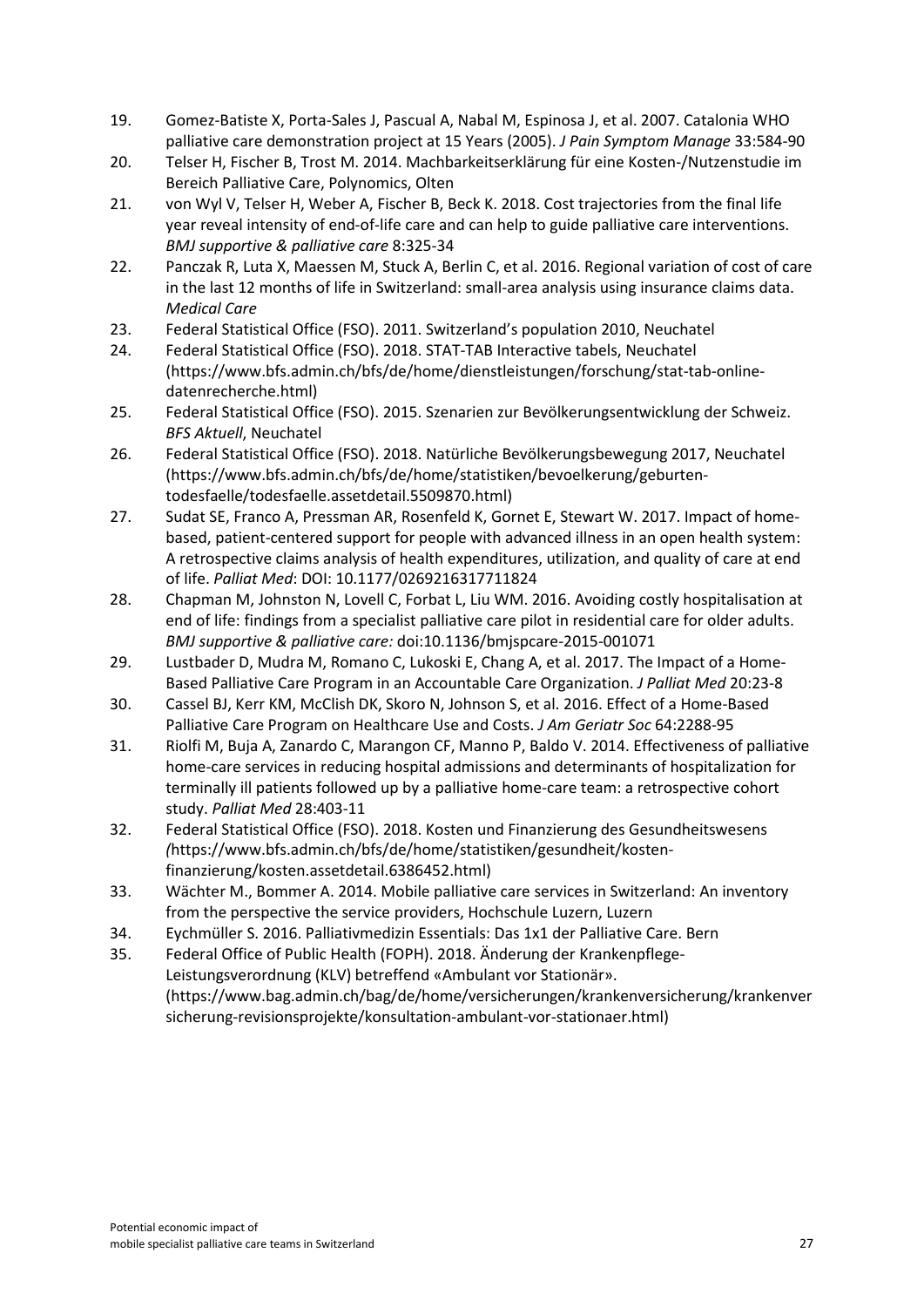19. Gomez-Batiste X, Porta-Sales J, Pascual A, Nabal M, Espinosa J, et al. 2007. Catalonia WHO palliative care demonstration project at 15 Years (2005). *J Pain Symptom Manage* 33:584-90
20. Telser H, Fischer B, Trost M. 2014. Machbarkeitserklärung für eine Kosten-/Nutzenstudie im Bereich Palliative Care, Polynomics, Olten
21. von Wyl V, Telser H, Weber A, Fischer B, Beck K. 2018. Cost trajectories from the final life year reveal intensity of end-of-life care and can help to guide palliative care interventions. *BMJ supportive & palliative care* 8:325-34
22. Panczak R, Luta X, Maessen M, Stuck A, Berlin C, et al. 2016. Regional variation of cost of care in the last 12 months of life in Switzerland: small-area analysis using insurance claims data. *Medical Care*
23. Federal Statistical Office (FSO). 2011. Switzerland's population 2010, Neuchatel
24. Federal Statistical Office (FSO). 2018. STAT-TAB Interactive tabels, Neuchatel (https://www.bfs.admin.ch/bfs/de/home/dienstleistungen/forschung/stat-tab-online-datenrecherche.html)
25. Federal Statistical Office (FSO). 2015. Szenarien zur Bevölkerungsentwicklung der Schweiz. *BFS Aktuell*, Neuchatel
26. Federal Statistical Office (FSO). 2018. Natürliche Bevölkerungsbewegung 2017, Neuchatel (https://www.bfs.admin.ch/bfs/de/home/statistiken/bevoelkerung/geburten-todesfaelle/todesfaelle.assetdetail.5509870.html)
27. Sudat SE, Franco A, Pressman AR, Rosenfeld K, Gornet E, Stewart W. 2017. Impact of home-based, patient-centered support for people with advanced illness in an open health system: A retrospective claims analysis of health expenditures, utilization, and quality of care at end of life. *Palliat Med*: DOI: 10.1177/0269216317711824
28. Chapman M, Johnston N, Lovell C, Forbat L, Liu WM. 2016. Avoiding costly hospitalisation at end of life: findings from a specialist palliative care pilot in residential care for older adults. *BMJ supportive & palliative care:* doi:10.1136/bmjspcare-2015-001071
29. Lustbader D, Mudra M, Romano C, Lukoski E, Chang A, et al. 2017. The Impact of a Home-Based Palliative Care Program in an Accountable Care Organization. *J Palliat Med* 20:23-8
30. Cassel BJ, Kerr KM, McClish DK, Skoro N, Johnson S, et al. 2016. Effect of a Home-Based Palliative Care Program on Healthcare Use and Costs. *J Am Geriatr Soc* 64:2288-95
31. Riolfi M, Buja A, Zanardo C, Marangon CF, Manno P, Baldo V. 2014. Effectiveness of palliative home-care services in reducing hospital admissions and determinants of hospitalization for terminally ill patients followed up by a palliative home-care team: a retrospective cohort study. *Palliat Med* 28:403-11
32. Federal Statistical Office (FSO). 2018. Kosten und Finanzierung des Gesundheitswesens (https://www.bfs.admin.ch/bfs/de/home/statistiken/gesundheit/kosten-finanzierung/kosten.assetdetail.6386452.html)
33. Wächter M., Bommer A. 2014. Mobile palliative care services in Switzerland: An inventory from the perspective the service providers, Hochschule Luzern, Luzern
34. Eychmüller S. 2016. Palliativmedizin Essentials: Das 1x1 der Palliative Care. Bern
35. Federal Office of Public Health (FOPH). 2018. Änderung der Krankenpflege-Leistungsverordnung (KLV) betreffend «Ambulant vor Stationär». (https://www.bag.admin.ch/bag/de/home/versicherungen/krankenversicherung/krankenversicherung-revisionsprojekte/konsultation-ambulant-vor-stationaer.html)